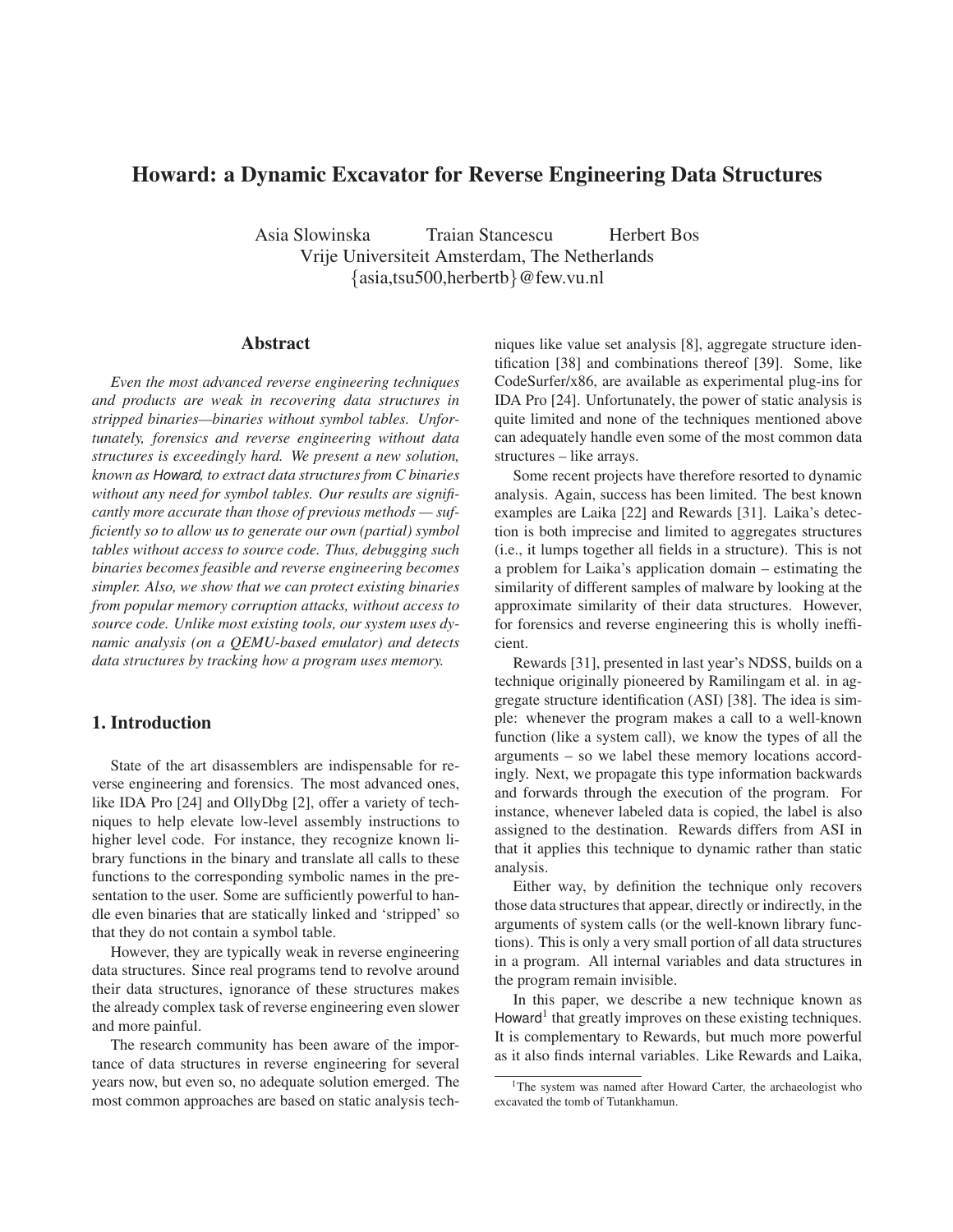# Howard: a Dynamic Excavator for Reverse Engineering Data Structures

Asia Slowinska Traian Stancescu Herbert Bos
Vrije Universiteit Amsterdam, The Netherlands
{asia,tsu500,herbertb}@few.vu.nl

## Abstract

*Even the most advanced reverse engineering techniques and products are weak in recovering data structures in stripped binaries—binaries without symbol tables. Unfortunately, forensics and reverse engineering without data structures is exceedingly hard. We present a new solution, known as Howard, to extract data structures from C binaries without any need for symbol tables. Our results are significantly more accurate than those of previous methods — sufficiently so to allow us to generate our own (partial) symbol tables without access to source code. Thus, debugging such binaries becomes feasible and reverse engineering becomes simpler. Also, we show that we can protect existing binaries from popular memory corruption attacks, without access to source code. Unlike most existing tools, our system uses dynamic analysis (on a QEMU-based emulator) and detects data structures by tracking how a program uses memory.*

## 1. Introduction

State of the art disassemblers are indispensable for reverse engineering and forensics. The most advanced ones, like IDA Pro [24] and OllyDbg [2], offer a variety of techniques to help elevate low-level assembly instructions to higher level code. For instance, they recognize known library functions in the binary and translate all calls to these functions to the corresponding symbolic names in the presentation to the user. Some are sufficiently powerful to handle even binaries that are statically linked and 'stripped' so that they do not contain a symbol table.

However, they are typically weak in reverse engineering data structures. Since real programs tend to revolve around their data structures, ignorance of these structures makes the already complex task of reverse engineering even slower and more painful.

The research community has been aware of the importance of data structures in reverse engineering for several years now, but even so, no adequate solution emerged. The most common approaches are based on static analysis techniques like value set analysis [8], aggregate structure identification [38] and combinations thereof [39]. Some, like CodeSurfer/x86, are available as experimental plug-ins for IDA Pro [24]. Unfortunately, the power of static analysis is quite limited and none of the techniques mentioned above can adequately handle even some of the most common data structures – like arrays.

Some recent projects have therefore resorted to dynamic analysis. Again, success has been limited. The best known examples are Laika [22] and Rewards [31]. Laika's detection is both imprecise and limited to aggregates structures (i.e., it lumps together all fields in a structure). This is not a problem for Laika's application domain – estimating the similarity of different samples of malware by looking at the approximate similarity of their data structures. However, for forensics and reverse engineering this is wholly inefficient.

Rewards [31], presented in last year's NDSS, builds on a technique originally pioneered by Ramilingam et al. in aggregate structure identification (ASI) [38]. The idea is simple: whenever the program makes a call to a well-known function (like a system call), we know the types of all the arguments – so we label these memory locations accordingly. Next, we propagate this type information backwards and forwards through the execution of the program. For instance, whenever labeled data is copied, the label is also assigned to the destination. Rewards differs from ASI in that it applies this technique to dynamic rather than static analysis.

Either way, by definition the technique only recovers those data structures that appear, directly or indirectly, in the arguments of system calls (or the well-known library functions). This is only a very small portion of all data structures in a program. All internal variables and data structures in the program remain invisible.

In this paper, we describe a new technique known as Howard[1] that greatly improves on these existing techniques. It is complementary to Rewards, but much more powerful as it also finds internal variables. Like Rewards and Laika,

[1] The system was named after Howard Carter, the archaeologist who excavated the tomb of Tutankhamun.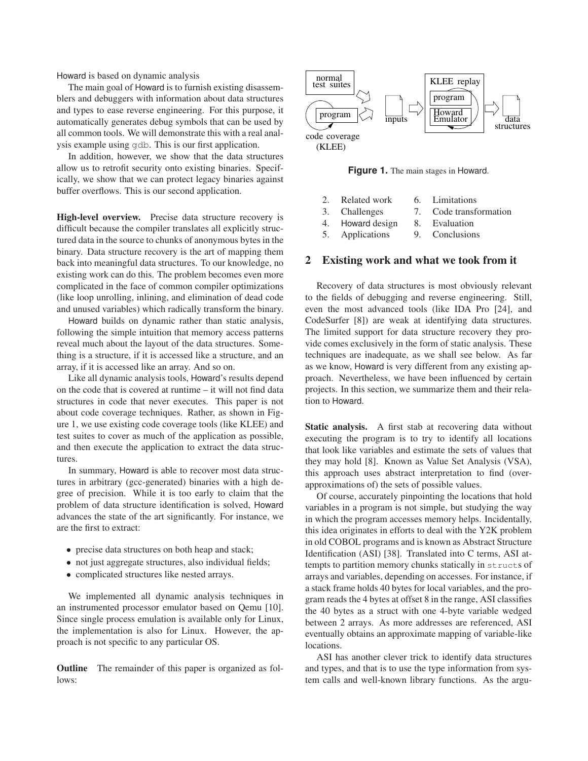Howard is based on dynamic analysis

The main goal of Howard is to furnish existing disassemblers and debuggers with information about data structures and types to ease reverse engineering. For this purpose, it automatically generates debug symbols that can be used by all common tools. We will demonstrate this with a real analysis example using `gdb`. This is our first application.

In addition, however, we show that the data structures allow us to retrofit security onto existing binaries. Specifically, we show that we can protect legacy binaries against buffer overflows. This is our second application.

**High-level overview.** Precise data structure recovery is difficult because the compiler translates all explicitly structured data in the source to chunks of anonymous bytes in the binary. Data structure recovery is the art of mapping them back into meaningful data structures. To our knowledge, no existing work can do this. The problem becomes even more complicated in the face of common compiler optimizations (like loop unrolling, inlining, and elimination of dead code and unused variables) which radically transform the binary.

Howard builds on dynamic rather than static analysis, following the simple intuition that memory access patterns reveal much about the layout of the data structures. Something is a structure, if it is accessed like a structure, and an array, if it is accessed like an array. And so on.

Like all dynamic analysis tools, Howard's results depend on the code that is covered at runtime – it will not find data structures in code that never executes. This paper is not about code coverage techniques. Rather, as shown in Figure 1, we use existing code coverage tools (like KLEE) and test suites to cover as much of the application as possible, and then execute the application to extract the data structures.

In summary, Howard is able to recover most data structures in arbitrary (gcc-generated) binaries with a high degree of precision. While it is too early to claim that the problem of data structure identification is solved, Howard advances the state of the art significantly. For instance, we are the first to extract:

- precise data structures on both heap and stack;
- not just aggregate structures, also individual fields;
- complicated structures like nested arrays.

We implemented all dynamic analysis techniques in an instrumented processor emulator based on Qemu [10]. Since single process emulation is available only for Linux, the implementation is also for Linux. However, the approach is not specific to any particular OS.

**Outline** The remainder of this paper is organized as follows:

normal test suites | program | code coverage (KLEE) | inputs | KLEE replay: program, Howard Emulator | data structures

**Figure 1.** The main stages in Howard.

2. Related work
3. Challenges
4. Howard design
5. Applications
6. Limitations
7. Code transformation
8. Evaluation
9. Conclusions

## 2 Existing work and what we took from it

Recovery of data structures is most obviously relevant to the fields of debugging and reverse engineering. Still, even the most advanced tools (like IDA Pro [24], and CodeSurfer [8]) are weak at identifying data structures. The limited support for data structure recovery they provide comes exclusively in the form of static analysis. These techniques are inadequate, as we shall see below. As far as we know, Howard is very different from any existing approach. Nevertheless, we have been influenced by certain projects. In this section, we summarize them and their relation to Howard.

**Static analysis.** A first stab at recovering data without executing the program is to try to identify all locations that look like variables and estimate the sets of values that they may hold [8]. Known as Value Set Analysis (VSA), this approach uses abstract interpretation to find (over-approximations of) the sets of possible values.

Of course, accurately pinpointing the locations that hold variables in a program is not simple, but studying the way in which the program accesses memory helps. Incidentally, this idea originates in efforts to deal with the Y2K problem in old COBOL programs and is known as Abstract Structure Identification (ASI) [38]. Translated into C terms, ASI attempts to partition memory chunks statically in `struct`s of arrays and variables, depending on accesses. For instance, if a stack frame holds 40 bytes for local variables, and the program reads the 4 bytes at offset 8 in the range, ASI classifies the 40 bytes as a struct with one 4-byte variable wedged between 2 arrays. As more addresses are referenced, ASI eventually obtains an approximate mapping of variable-like locations.

ASI has another clever trick to identify data structures and types, and that is to use the type information from system calls and well-known library functions. As the argu-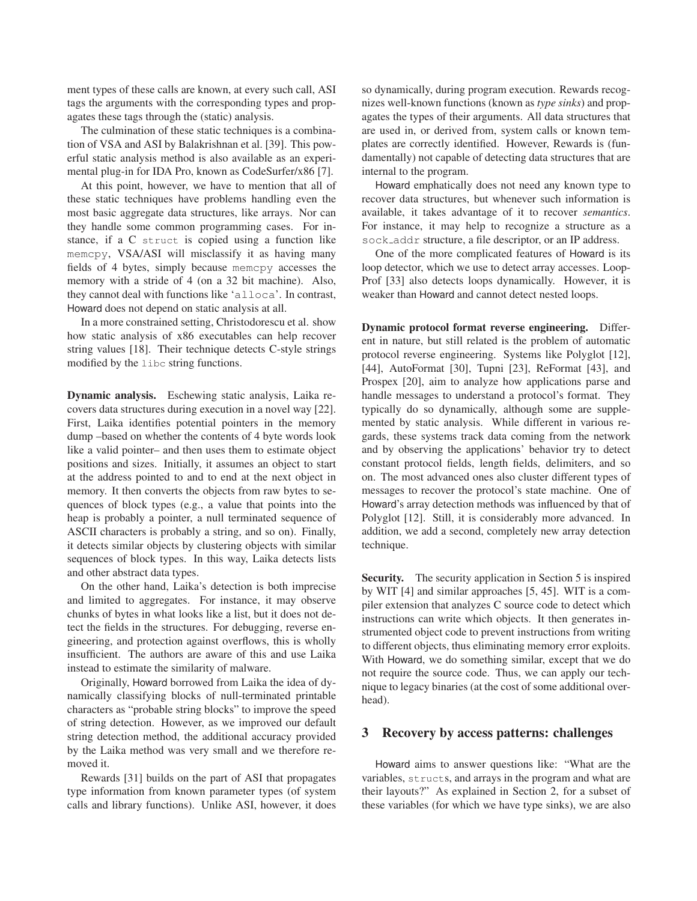ment types of these calls are known, at every such call, ASI tags the arguments with the corresponding types and propagates these tags through the (static) analysis.

The culmination of these static techniques is a combination of VSA and ASI by Balakrishnan et al. [39]. This powerful static analysis method is also available as an experimental plug-in for IDA Pro, known as CodeSurfer/x86 [7].

At this point, however, we have to mention that all of these static techniques have problems handling even the most basic aggregate data structures, like arrays. Nor can they handle some common programming cases. For instance, if a C `struct` is copied using a function like `memcpy`, VSA/ASI will misclassify it as having many fields of 4 bytes, simply because `memcpy` accesses the memory with a stride of 4 (on a 32 bit machine). Also, they cannot deal with functions like '`alloca`'. In contrast, Howard does not depend on static analysis at all.

In a more constrained setting, Christodorescu et al. show how static analysis of x86 executables can help recover string values [18]. Their technique detects C-style strings modified by the `libc` string functions.

**Dynamic analysis.** Eschewing static analysis, Laika recovers data structures during execution in a novel way [22]. First, Laika identifies potential pointers in the memory dump –based on whether the contents of 4 byte words look like a valid pointer– and then uses them to estimate object positions and sizes. Initially, it assumes an object to start at the address pointed to and to end at the next object in memory. It then converts the objects from raw bytes to sequences of block types (e.g., a value that points into the heap is probably a pointer, a null terminated sequence of ASCII characters is probably a string, and so on). Finally, it detects similar objects by clustering objects with similar sequences of block types. In this way, Laika detects lists and other abstract data types.

On the other hand, Laika's detection is both imprecise and limited to aggregates. For instance, it may observe chunks of bytes in what looks like a list, but it does not detect the fields in the structures. For debugging, reverse engineering, and protection against overflows, this is wholly insufficient. The authors are aware of this and use Laika instead to estimate the similarity of malware.

Originally, Howard borrowed from Laika the idea of dynamically classifying blocks of null-terminated printable characters as "probable string blocks" to improve the speed of string detection. However, as we improved our default string detection method, the additional accuracy provided by the Laika method was very small and we therefore removed it.

Rewards [31] builds on the part of ASI that propagates type information from known parameter types (of system calls and library functions). Unlike ASI, however, it does so dynamically, during program execution. Rewards recognizes well-known functions (known as *type sinks*) and propagates the types of their arguments. All data structures that are used in, or derived from, system calls or known templates are correctly identified. However, Rewards is (fundamentally) not capable of detecting data structures that are internal to the program.

Howard emphatically does not need any known type to recover data structures, but whenever such information is available, it takes advantage of it to recover *semantics*. For instance, it may help to recognize a structure as a `sock_addr` structure, a file descriptor, or an IP address.

One of the more complicated features of Howard is its loop detector, which we use to detect array accesses. LoopProf [33] also detects loops dynamically. However, it is weaker than Howard and cannot detect nested loops.

**Dynamic protocol format reverse engineering.** Different in nature, but still related is the problem of automatic protocol reverse engineering. Systems like Polyglot [12], [44], AutoFormat [30], Tupni [23], ReFormat [43], and Prospex [20], aim to analyze how applications parse and handle messages to understand a protocol's format. They typically do so dynamically, although some are supplemented by static analysis. While different in various regards, these systems track data coming from the network and by observing the applications' behavior try to detect constant protocol fields, length fields, delimiters, and so on. The most advanced ones also cluster different types of messages to recover the protocol's state machine. One of Howard's array detection methods was influenced by that of Polyglot [12]. Still, it is considerably more advanced. In addition, we add a second, completely new array detection technique.

**Security.** The security application in Section 5 is inspired by WIT [4] and similar approaches [5, 45]. WIT is a compiler extension that analyzes C source code to detect which instructions can write which objects. It then generates instrumented object code to prevent instructions from writing to different objects, thus eliminating memory error exploits. With Howard, we do something similar, except that we do not require the source code. Thus, we can apply our technique to legacy binaries (at the cost of some additional overhead).

## 3 Recovery by access patterns: challenges

Howard aims to answer questions like: "What are the variables, `struct`s, and arrays in the program and what are their layouts?" As explained in Section 2, for a subset of these variables (for which we have type sinks), we are also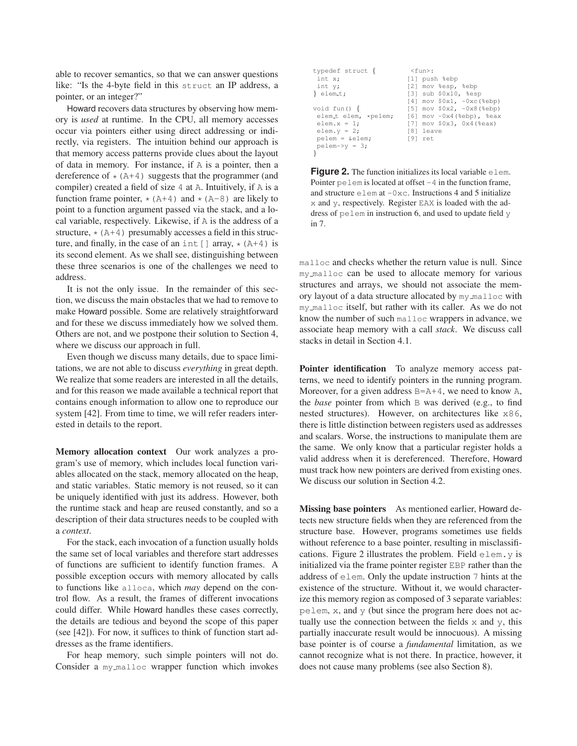able to recover semantics, so that we can answer questions like: "Is the 4-byte field in this `struct` an IP address, a pointer, or an integer?"

Howard recovers data structures by observing how memory is *used* at runtime. In the CPU, all memory accesses occur via pointers either using direct addressing or indirectly, via registers. The intuition behind our approach is that memory access patterns provide clues about the layout of data in memory. For instance, if `A` is a pointer, then a dereference of `*(A+4)` suggests that the programmer (and compiler) created a field of size `4` at `A`. Intuitively, if `A` is a function frame pointer, `*(A+4)` and `*(A-8)` are likely to point to a function argument passed via the stack, and a local variable, respectively. Likewise, if `A` is the address of a structure, `*(A+4)` presumably accesses a field in this structure, and finally, in the case of an `int[]` array, `*(A+4)` is its second element. As we shall see, distinguishing between these three scenarios is one of the challenges we need to address.

It is not the only issue. In the remainder of this section, we discuss the main obstacles that we had to remove to make Howard possible. Some are relatively straightforward and for these we discuss immediately how we solved them. Others are not, and we postpone their solution to Section 4, where we discuss our approach in full.

Even though we discuss many details, due to space limitations, we are not able to discuss *everything* in great depth. We realize that some readers are interested in all the details, and for this reason we made available a technical report that contains enough information to allow one to reproduce our system [42]. From time to time, we will refer readers interested in details to the report.

**Memory allocation context** Our work analyzes a program's use of memory, which includes local function variables allocated on the stack, memory allocated on the heap, and static variables. Static memory is not reused, so it can be uniquely identified with just its address. However, both the runtime stack and heap are reused constantly, and so a description of their data structures needs to be coupled with a *context*.

For the stack, each invocation of a function usually holds the same set of local variables and therefore start addresses of functions are sufficient to identify function frames. A possible exception occurs with memory allocated by calls to functions like `alloca`, which *may* depend on the control flow. As a result, the frames of different invocations could differ. While Howard handles these cases correctly, the details are tedious and beyond the scope of this paper (see [42]). For now, it suffices to think of function start addresses as the frame identifiers.

For heap memory, such simple pointers will not do. Consider a `my_malloc` wrapper function which invokes `malloc` and checks whether the return value is null. Since `my_malloc` can be used to allocate memory for various structures and arrays, we should not associate the memory layout of a data structure allocated by `my_malloc` with `my_malloc` itself, but rather with its caller. As we do not know the number of such `malloc` wrappers in advance, we associate heap memory with a call *stack*. We discuss call stacks in detail in Section 4.1.

**Pointer identification** To analyze memory access patterns, we need to identify pointers in the running program. Moreover, for a given address `B=A+4`, we need to know `A`, the *base* pointer from which `B` was derived (e.g., to find nested structures). However, on architectures like `x86`, there is little distinction between registers used as addresses and scalars. Worse, the instructions to manipulate them are the same. We only know that a particular register holds a valid address when it is dereferenced. Therefore, Howard must track how new pointers are derived from existing ones. We discuss our solution in Section 4.2.

**Missing base pointers** As mentioned earlier, Howard detects new structure fields when they are referenced from the structure base. However, programs sometimes use fields without reference to a base pointer, resulting in misclassifications. Figure 2 illustrates the problem. Field `elem.y` is initialized via the frame pointer register `EBP` rather than the address of `elem`. Only the update instruction `7` hints at the existence of the structure. Without it, we would characterize this memory region as composed of 3 separate variables: `pelem`, `x`, and `y` (but since the program here does not actually use the connection between the fields `x` and `y`, this partially inaccurate result would be innocuous). A missing base pointer is of course a *fundamental* limitation, as we cannot recognize what is not there. In practice, however, it does not cause many problems (see also Section 8).

```
typedef struct {           <fun>:
 int x;                    [1] push %ebp
 int y;                    [2] mov %esp, %ebp
} elem_t;                  [3] sub $0x10, %esp
                           [4] mov $0x1, -0xc(%ebp)
void fun() {               [5] mov $0x2, -0x8(%ebp)
 elem_t elem, *pelem;      [6] mov -0x4(%ebp), %eax
 elem.x = 1;               [7] mov $0x3, 0x4(%eax)
 elem.y = 2;               [8] leave
 pelem = &elem;            [9] ret
 pelem->y = 3;
}
```

**Figure 2.** The function initializes its local variable `elem`. Pointer `pelem` is located at offset `-4` in the function frame, and structure `elem` at `-0xc`. Instructions 4 and 5 initialize `x` and `y`, respectively. Register `EAX` is loaded with the address of `pelem` in instruction 6, and used to update field `y` in 7.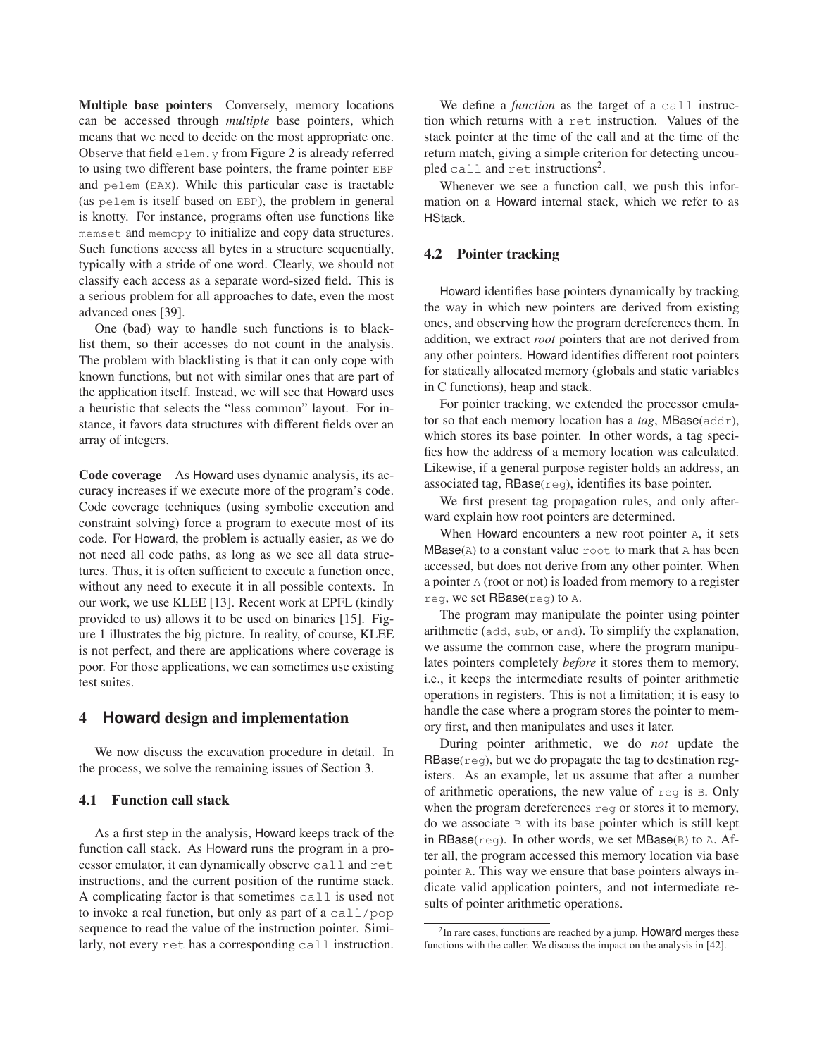**Multiple base pointers** Conversely, memory locations can be accessed through *multiple* base pointers, which means that we need to decide on the most appropriate one. Observe that field `elem.y` from Figure 2 is already referred to using two different base pointers, the frame pointer `EBP` and `pelem` (`EAX`). While this particular case is tractable (as `pelem` is itself based on `EBP`), the problem in general is knotty. For instance, programs often use functions like `memset` and `memcpy` to initialize and copy data structures. Such functions access all bytes in a structure sequentially, typically with a stride of one word. Clearly, we should not classify each access as a separate word-sized field. This is a serious problem for all approaches to date, even the most advanced ones [39].

One (bad) way to handle such functions is to blacklist them, so their accesses do not count in the analysis. The problem with blacklisting is that it can only cope with known functions, but not with similar ones that are part of the application itself. Instead, we will see that Howard uses a heuristic that selects the "less common" layout. For instance, it favors data structures with different fields over an array of integers.

**Code coverage** As Howard uses dynamic analysis, its accuracy increases if we execute more of the program's code. Code coverage techniques (using symbolic execution and constraint solving) force a program to execute most of its code. For Howard, the problem is actually easier, as we do not need all code paths, as long as we see all data structures. Thus, it is often sufficient to execute a function once, without any need to execute it in all possible contexts. In our work, we use KLEE [13]. Recent work at EPFL (kindly provided to us) allows it to be used on binaries [15]. Figure 1 illustrates the big picture. In reality, of course, KLEE is not perfect, and there are applications where coverage is poor. For those applications, we can sometimes use existing test suites.

# 4 Howard design and implementation

We now discuss the excavation procedure in detail. In the process, we solve the remaining issues of Section 3.

## 4.1 Function call stack

As a first step in the analysis, Howard keeps track of the function call stack. As Howard runs the program in a processor emulator, it can dynamically observe `call` and `ret` instructions, and the current position of the runtime stack. A complicating factor is that sometimes `call` is used not to invoke a real function, but only as part of a `call/pop` sequence to read the value of the instruction pointer. Similarly, not every `ret` has a corresponding `call` instruction.

We define a *function* as the target of a `call` instruction which returns with a `ret` instruction. Values of the stack pointer at the time of the call and at the time of the return match, giving a simple criterion for detecting uncoupled `call` and `ret` instructions[2].

Whenever we see a function call, we push this information on a Howard internal stack, which we refer to as HStack.

## 4.2 Pointer tracking

Howard identifies base pointers dynamically by tracking the way in which new pointers are derived from existing ones, and observing how the program dereferences them. In addition, we extract *root* pointers that are not derived from any other pointers. Howard identifies different root pointers for statically allocated memory (globals and static variables in C functions), heap and stack.

For pointer tracking, we extended the processor emulator so that each memory location has a *tag*, MBase(`addr`), which stores its base pointer. In other words, a tag specifies how the address of a memory location was calculated. Likewise, if a general purpose register holds an address, an associated tag, RBase(`reg`), identifies its base pointer.

We first present tag propagation rules, and only afterward explain how root pointers are determined.

When Howard encounters a new root pointer `A`, it sets MBase(`A`) to a constant value `root` to mark that `A` has been accessed, but does not derive from any other pointer. When a pointer `A` (root or not) is loaded from memory to a register `reg`, we set RBase(`reg`) to `A`.

The program may manipulate the pointer using pointer arithmetic (`add`, `sub`, or `and`). To simplify the explanation, we assume the common case, where the program manipulates pointers completely *before* it stores them to memory, i.e., it keeps the intermediate results of pointer arithmetic operations in registers. This is not a limitation; it is easy to handle the case where a program stores the pointer to memory first, and then manipulates and uses it later.

During pointer arithmetic, we do *not* update the RBase(`reg`), but we do propagate the tag to destination registers. As an example, let us assume that after a number of arithmetic operations, the new value of `reg` is `B`. Only when the program dereferences `reg` or stores it to memory, do we associate `B` with its base pointer which is still kept in RBase(`reg`). In other words, we set MBase(`B`) to `A`. After all, the program accessed this memory location via base pointer `A`. This way we ensure that base pointers always indicate valid application pointers, and not intermediate results of pointer arithmetic operations.

---

[2] In rare cases, functions are reached by a jump. Howard merges these functions with the caller. We discuss the impact on the analysis in [42].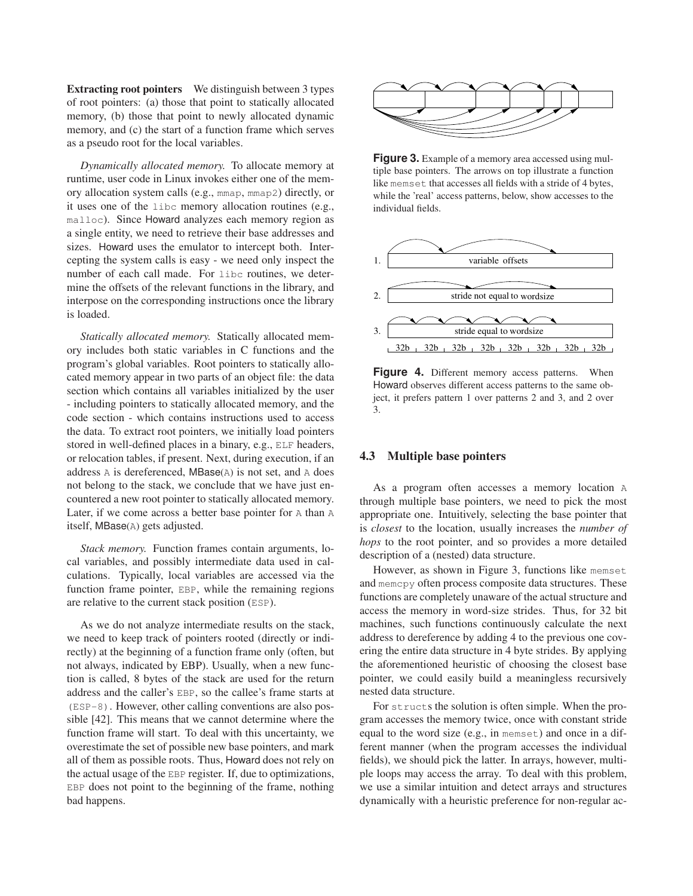**Extracting root pointers** We distinguish between 3 types of root pointers: (a) those that point to statically allocated memory, (b) those that point to newly allocated dynamic memory, and (c) the start of a function frame which serves as a pseudo root for the local variables.

*Dynamically allocated memory.* To allocate memory at runtime, user code in Linux invokes either one of the memory allocation system calls (e.g., mmap, mmap2) directly, or it uses one of the libc memory allocation routines (e.g., malloc). Since Howard analyzes each memory region as a single entity, we need to retrieve their base addresses and sizes. Howard uses the emulator to intercept both. Intercepting the system calls is easy - we need only inspect the number of each call made. For libc routines, we determine the offsets of the relevant functions in the library, and interpose on the corresponding instructions once the library is loaded.

*Statically allocated memory.* Statically allocated memory includes both static variables in C functions and the program's global variables. Root pointers to statically allocated memory appear in two parts of an object file: the data section which contains all variables initialized by the user - including pointers to statically allocated memory, and the code section - which contains instructions used to access the data. To extract root pointers, we initially load pointers stored in well-defined places in a binary, e.g., ELF headers, or relocation tables, if present. Next, during execution, if an address A is dereferenced, MBase(A) is not set, and A does not belong to the stack, we conclude that we have just encountered a new root pointer to statically allocated memory. Later, if we come across a better base pointer for A than A itself, MBase(A) gets adjusted.

*Stack memory.* Function frames contain arguments, local variables, and possibly intermediate data used in calculations. Typically, local variables are accessed via the function frame pointer, EBP, while the remaining regions are relative to the current stack position (ESP).

As we do not analyze intermediate results on the stack, we need to keep track of pointers rooted (directly or indirectly) at the beginning of a function frame only (often, but not always, indicated by EBP). Usually, when a new function is called, 8 bytes of the stack are used for the return address and the caller's EBP, so the callee's frame starts at (ESP-8). However, other calling conventions are also possible [42]. This means that we cannot determine where the function frame will start. To deal with this uncertainty, we overestimate the set of possible new base pointers, and mark all of them as possible roots. Thus, Howard does not rely on the actual usage of the EBP register. If, due to optimizations, EBP does not point to the beginning of the frame, nothing bad happens.

**Figure 3.** Example of a memory area accessed using multiple base pointers. The arrows on top illustrate a function like memset that accesses all fields with a stride of 4 bytes, while the 'real' access patterns, below, show accesses to the individual fields.

1. variable offsets
2. stride not equal to wordsize
3. stride equal to wordsize

32b 32b 32b 32b 32b 32b 32b 32b

**Figure 4.** Different memory access patterns. When Howard observes different access patterns to the same object, it prefers pattern 1 over patterns 2 and 3, and 2 over 3.

### 4.3 Multiple base pointers

As a program often accesses a memory location A through multiple base pointers, we need to pick the most appropriate one. Intuitively, selecting the base pointer that is *closest* to the location, usually increases the *number of hops* to the root pointer, and so provides a more detailed description of a (nested) data structure.

However, as shown in Figure 3, functions like memset and memcpy often process composite data structures. These functions are completely unaware of the actual structure and access the memory in word-size strides. Thus, for 32 bit machines, such functions continuously calculate the next address to dereference by adding 4 to the previous one covering the entire data structure in 4 byte strides. By applying the aforementioned heuristic of choosing the closest base pointer, we could easily build a meaningless recursively nested data structure.

For structs the solution is often simple. When the program accesses the memory twice, once with constant stride equal to the word size (e.g., in memset) and once in a different manner (when the program accesses the individual fields), we should pick the latter. In arrays, however, multiple loops may access the array. To deal with this problem, we use a similar intuition and detect arrays and structures dynamically with a heuristic preference for non-regular ac-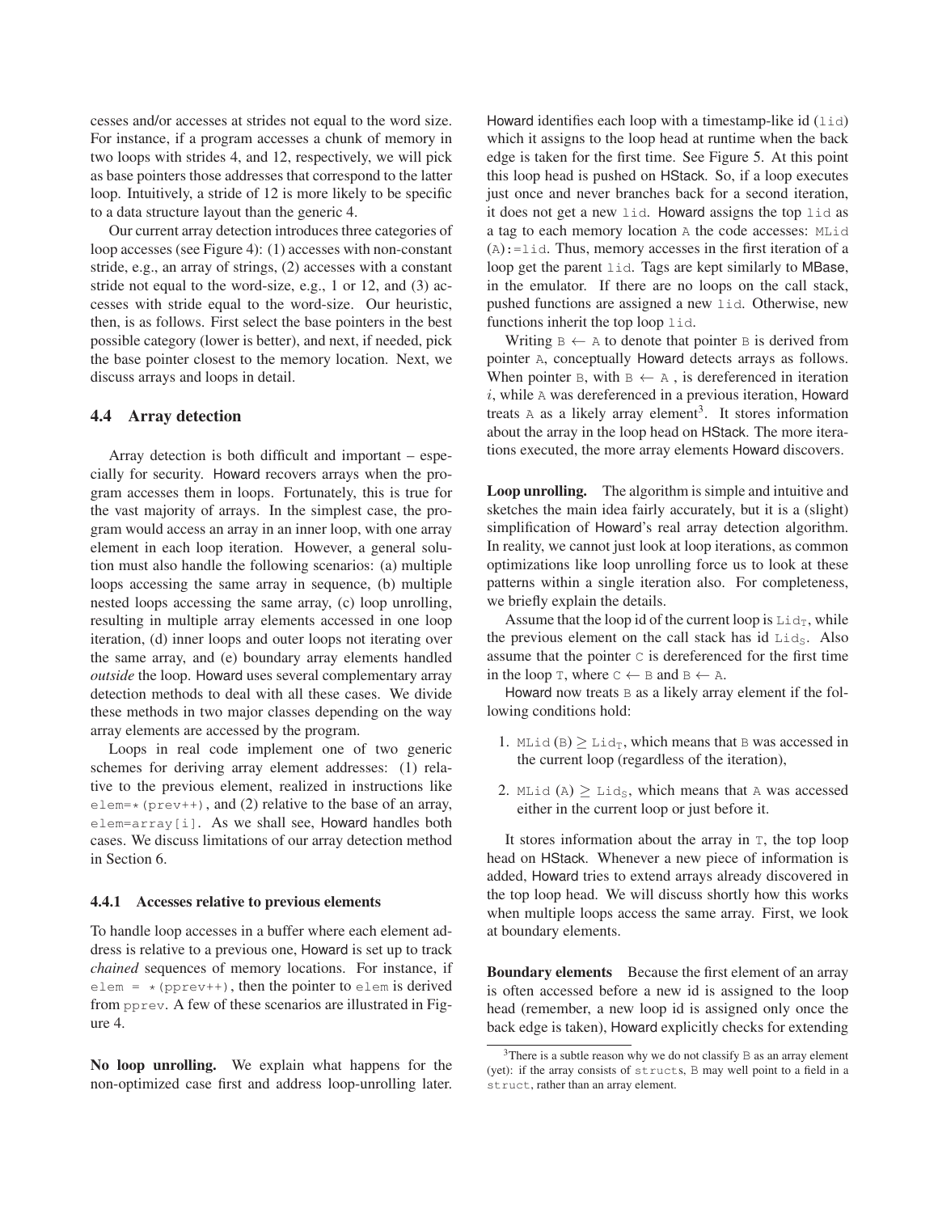cesses and/or accesses at strides not equal to the word size. For instance, if a program accesses a chunk of memory in two loops with strides 4, and 12, respectively, we will pick as base pointers those addresses that correspond to the latter loop. Intuitively, a stride of 12 is more likely to be specific to a data structure layout than the generic 4.

Our current array detection introduces three categories of loop accesses (see Figure 4): (1) accesses with non-constant stride, e.g., an array of strings, (2) accesses with a constant stride not equal to the word-size, e.g., 1 or 12, and (3) accesses with stride equal to the word-size. Our heuristic, then, is as follows. First select the base pointers in the best possible category (lower is better), and next, if needed, pick the base pointer closest to the memory location. Next, we discuss arrays and loops in detail.

### 4.4 Array detection

Array detection is both difficult and important – especially for security. Howard recovers arrays when the program accesses them in loops. Fortunately, this is true for the vast majority of arrays. In the simplest case, the program would access an array in an inner loop, with one array element in each loop iteration. However, a general solution must also handle the following scenarios: (a) multiple loops accessing the same array in sequence, (b) multiple nested loops accessing the same array, (c) loop unrolling, resulting in multiple array elements accessed in one loop iteration, (d) inner loops and outer loops not iterating over the same array, and (e) boundary array elements handled *outside* the loop. Howard uses several complementary array detection methods to deal with all these cases. We divide these methods in two major classes depending on the way array elements are accessed by the program.

Loops in real code implement one of two generic schemes for deriving array element addresses: (1) relative to the previous element, realized in instructions like `elem=*(prev++)`, and (2) relative to the base of an array, `elem=array[i]`. As we shall see, Howard handles both cases. We discuss limitations of our array detection method in Section 6.

#### 4.4.1 Accesses relative to previous elements

To handle loop accesses in a buffer where each element address is relative to a previous one, Howard is set up to track *chained* sequences of memory locations. For instance, if `elem = *(pprev++)`, then the pointer to `elem` is derived from `pprev`. A few of these scenarios are illustrated in Figure 4.

**No loop unrolling.** We explain what happens for the non-optimized case first and address loop-unrolling later. Howard identifies each loop with a timestamp-like id (`lid`) which it assigns to the loop head at runtime when the back edge is taken for the first time. See Figure 5. At this point this loop head is pushed on HStack. So, if a loop executes just once and never branches back for a second iteration, it does not get a new `lid`. Howard assigns the top `lid` as a tag to each memory location `A` the code accesses: `MLid (A):=lid`. Thus, memory accesses in the first iteration of a loop get the parent `lid`. Tags are kept similarly to MBase, in the emulator. If there are no loops on the call stack, pushed functions are assigned a new `lid`. Otherwise, new functions inherit the top loop `lid`.

Writing $B \leftarrow A$ to denote that pointer `B` is derived from pointer `A`, conceptually Howard detects arrays as follows. When pointer `B`, with $B \leftarrow A$, is dereferenced in iteration $i$, while `A` was dereferenced in a previous iteration, Howard treats `A` as a likely array element[3]. It stores information about the array in the loop head on HStack. The more iterations executed, the more array elements Howard discovers.

**Loop unrolling.** The algorithm is simple and intuitive and sketches the main idea fairly accurately, but it is a (slight) simplification of Howard's real array detection algorithm. In reality, we cannot just look at loop iterations, as common optimizations like loop unrolling force us to look at these patterns within a single iteration also. For completeness, we briefly explain the details.

Assume that the loop id of the current loop is $\texttt{Lid}_T$, while the previous element on the call stack has id $\texttt{Lid}_S$. Also assume that the pointer `C` is dereferenced for the first time in the loop `T`, where $C \leftarrow B$ and $B \leftarrow A$.

Howard now treats `B` as a likely array element if the following conditions hold:

1. $\texttt{MLid}(B) \geq \texttt{Lid}_T$, which means that `B` was accessed in the current loop (regardless of the iteration),
2. $\texttt{MLid}(A) \geq \texttt{Lid}_S$, which means that `A` was accessed either in the current loop or just before it.

It stores information about the array in `T`, the top loop head on HStack. Whenever a new piece of information is added, Howard tries to extend arrays already discovered in the top loop head. We will discuss shortly how this works when multiple loops access the same array. First, we look at boundary elements.

**Boundary elements** Because the first element of an array is often accessed before a new id is assigned to the loop head (remember, a new loop id is assigned only once the back edge is taken), Howard explicitly checks for extending

[3] There is a subtle reason why we do not classify `B` as an array element (yet): if the array consists of `struct`s, `B` may well point to a field in a `struct`, rather than an array element.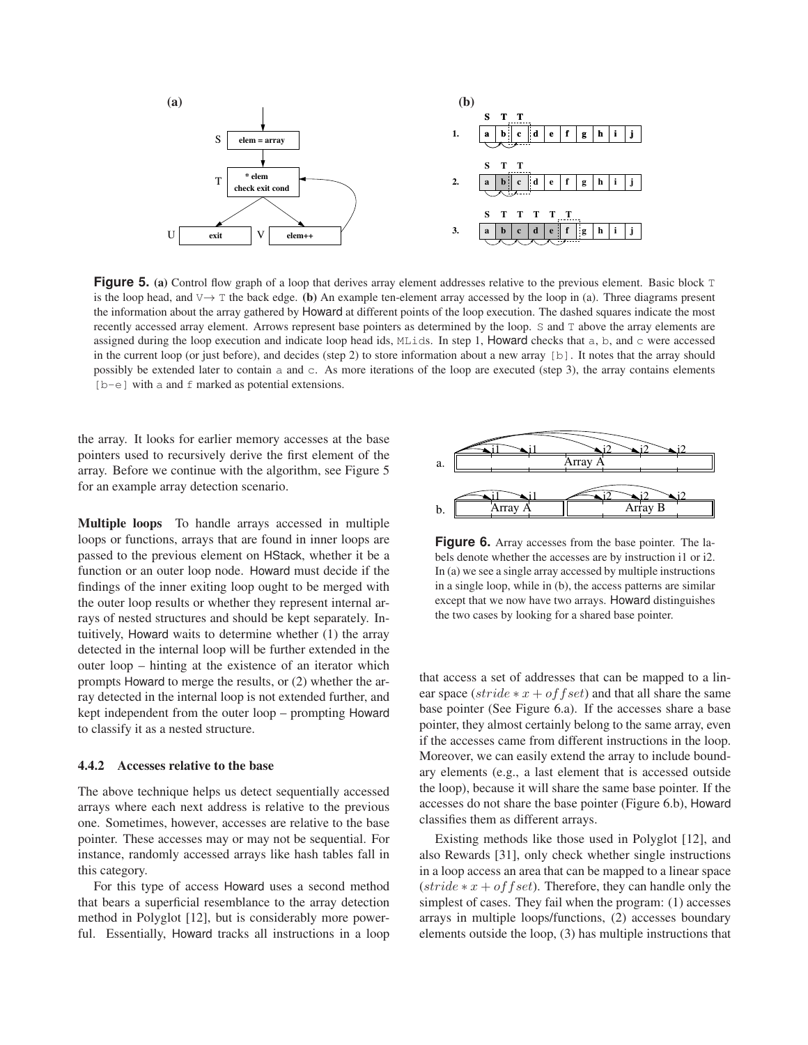**Figure 5.** (a) Control flow graph of a loop that derives array element addresses relative to the previous element. Basic block T is the loop head, and V→ T the back edge. (b) An example ten-element array accessed by the loop in (a). Three diagrams present the information about the array gathered by Howard at different points of the loop execution. The dashed squares indicate the most recently accessed array element. Arrows represent base pointers as determined by the loop. S and T above the array elements are assigned during the loop execution and indicate loop head ids, MLids. In step 1, Howard checks that a, b, and c were accessed in the current loop (or just before), and decides (step 2) to store information about a new array [b]. It notes that the array should possibly be extended later to contain a and c. As more iterations of the loop are executed (step 3), the array contains elements [b-e] with a and f marked as potential extensions.

the array. It looks for earlier memory accesses at the base pointers used to recursively derive the first element of the array. Before we continue with the algorithm, see Figure 5 for an example array detection scenario.

**Multiple loops** To handle arrays accessed in multiple loops or functions, arrays that are found in inner loops are passed to the previous element on HStack, whether it be a function or an outer loop node. Howard must decide if the findings of the inner exiting loop ought to be merged with the outer loop results or whether they represent internal arrays of nested structures and should be kept separately. Intuitively, Howard waits to determine whether (1) the array detected in the internal loop will be further extended in the outer loop – hinting at the existence of an iterator which prompts Howard to merge the results, or (2) whether the array detected in the internal loop is not extended further, and kept independent from the outer loop – prompting Howard to classify it as a nested structure.

### 4.4.2 Accesses relative to the base

The above technique helps us detect sequentially accessed arrays where each next address is relative to the previous one. Sometimes, however, accesses are relative to the base pointer. These accesses may or may not be sequential. For instance, randomly accessed arrays like hash tables fall in this category.

For this type of access Howard uses a second method that bears a superficial resemblance to the array detection method in Polyglot [12], but is considerably more powerful. Essentially, Howard tracks all instructions in a loop that access a set of addresses that can be mapped to a linear space ($stride * x + offset$) and that all share the same base pointer (See Figure 6.a). If the accesses share a base pointer, they almost certainly belong to the same array, even if the accesses came from different instructions in the loop. Moreover, we can easily extend the array to include boundary elements (e.g., a last element that is accessed outside the loop), because it will share the same base pointer. If the accesses do not share the base pointer (Figure 6.b), Howard classifies them as different arrays.

**Figure 6.** Array accesses from the base pointer. The labels denote whether the accesses are by instruction i1 or i2. In (a) we see a single array accessed by multiple instructions in a single loop, while in (b), the access patterns are similar except that we now have two arrays. Howard distinguishes the two cases by looking for a shared base pointer.

Existing methods like those used in Polyglot [12], and also Rewards [31], only check whether single instructions in a loop access an area that can be mapped to a linear space ($stride * x + offset$). Therefore, they can handle only the simplest of cases. They fail when the program: (1) accesses arrays in multiple loops/functions, (2) accesses boundary elements outside the loop, (3) has multiple instructions that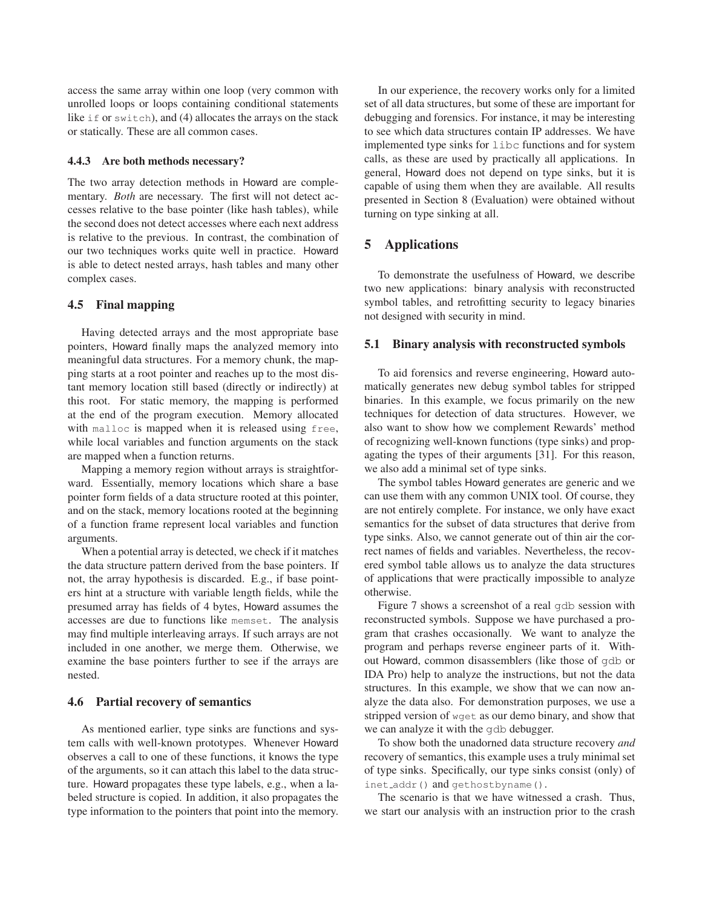access the same array within one loop (very common with unrolled loops or loops containing conditional statements like `if` or `switch`), and (4) allocates the arrays on the stack or statically. These are all common cases.

#### 4.4.3 Are both methods necessary?

The two array detection methods in Howard are complementary. *Both* are necessary. The first will not detect accesses relative to the base pointer (like hash tables), while the second does not detect accesses where each next address is relative to the previous. In contrast, the combination of our two techniques works quite well in practice. Howard is able to detect nested arrays, hash tables and many other complex cases.

### 4.5 Final mapping

Having detected arrays and the most appropriate base pointers, Howard finally maps the analyzed memory into meaningful data structures. For a memory chunk, the mapping starts at a root pointer and reaches up to the most distant memory location still based (directly or indirectly) at this root. For static memory, the mapping is performed at the end of the program execution. Memory allocated with `malloc` is mapped when it is released using `free`, while local variables and function arguments on the stack are mapped when a function returns.

Mapping a memory region without arrays is straightforward. Essentially, memory locations which share a base pointer form fields of a data structure rooted at this pointer, and on the stack, memory locations rooted at the beginning of a function frame represent local variables and function arguments.

When a potential array is detected, we check if it matches the data structure pattern derived from the base pointers. If not, the array hypothesis is discarded. E.g., if base pointers hint at a structure with variable length fields, while the presumed array has fields of 4 bytes, Howard assumes the accesses are due to functions like `memset`. The analysis may find multiple interleaving arrays. If such arrays are not included in one another, we merge them. Otherwise, we examine the base pointers further to see if the arrays are nested.

### 4.6 Partial recovery of semantics

As mentioned earlier, type sinks are functions and system calls with well-known prototypes. Whenever Howard observes a call to one of these functions, it knows the type of the arguments, so it can attach this label to the data structure. Howard propagates these type labels, e.g., when a labeled structure is copied. In addition, it also propagates the type information to the pointers that point into the memory.

In our experience, the recovery works only for a limited set of all data structures, but some of these are important for debugging and forensics. For instance, it may be interesting to see which data structures contain IP addresses. We have implemented type sinks for `libc` functions and for system calls, as these are used by practically all applications. In general, Howard does not depend on type sinks, but it is capable of using them when they are available. All results presented in Section 8 (Evaluation) were obtained without turning on type sinking at all.

## 5 Applications

To demonstrate the usefulness of Howard, we describe two new applications: binary analysis with reconstructed symbol tables, and retrofitting security to legacy binaries not designed with security in mind.

### 5.1 Binary analysis with reconstructed symbols

To aid forensics and reverse engineering, Howard automatically generates new debug symbol tables for stripped binaries. In this example, we focus primarily on the new techniques for detection of data structures. However, we also want to show how we complement Rewards' method of recognizing well-known functions (type sinks) and propagating the types of their arguments [31]. For this reason, we also add a minimal set of type sinks.

The symbol tables Howard generates are generic and we can use them with any common UNIX tool. Of course, they are not entirely complete. For instance, we only have exact semantics for the subset of data structures that derive from type sinks. Also, we cannot generate out of thin air the correct names of fields and variables. Nevertheless, the recovered symbol table allows us to analyze the data structures of applications that were practically impossible to analyze otherwise.

Figure 7 shows a screenshot of a real `gdb` session with reconstructed symbols. Suppose we have purchased a program that crashes occasionally. We want to analyze the program and perhaps reverse engineer parts of it. Without Howard, common disassemblers (like those of `gdb` or IDA Pro) help to analyze the instructions, but not the data structures. In this example, we show that we can now analyze the data also. For demonstration purposes, we use a stripped version of `wget` as our demo binary, and show that we can analyze it with the `gdb` debugger.

To show both the unadorned data structure recovery *and* recovery of semantics, this example uses a truly minimal set of type sinks. Specifically, our type sinks consist (only) of `inet_addr()` and `gethostbyname()`.

The scenario is that we have witnessed a crash. Thus, we start our analysis with an instruction prior to the crash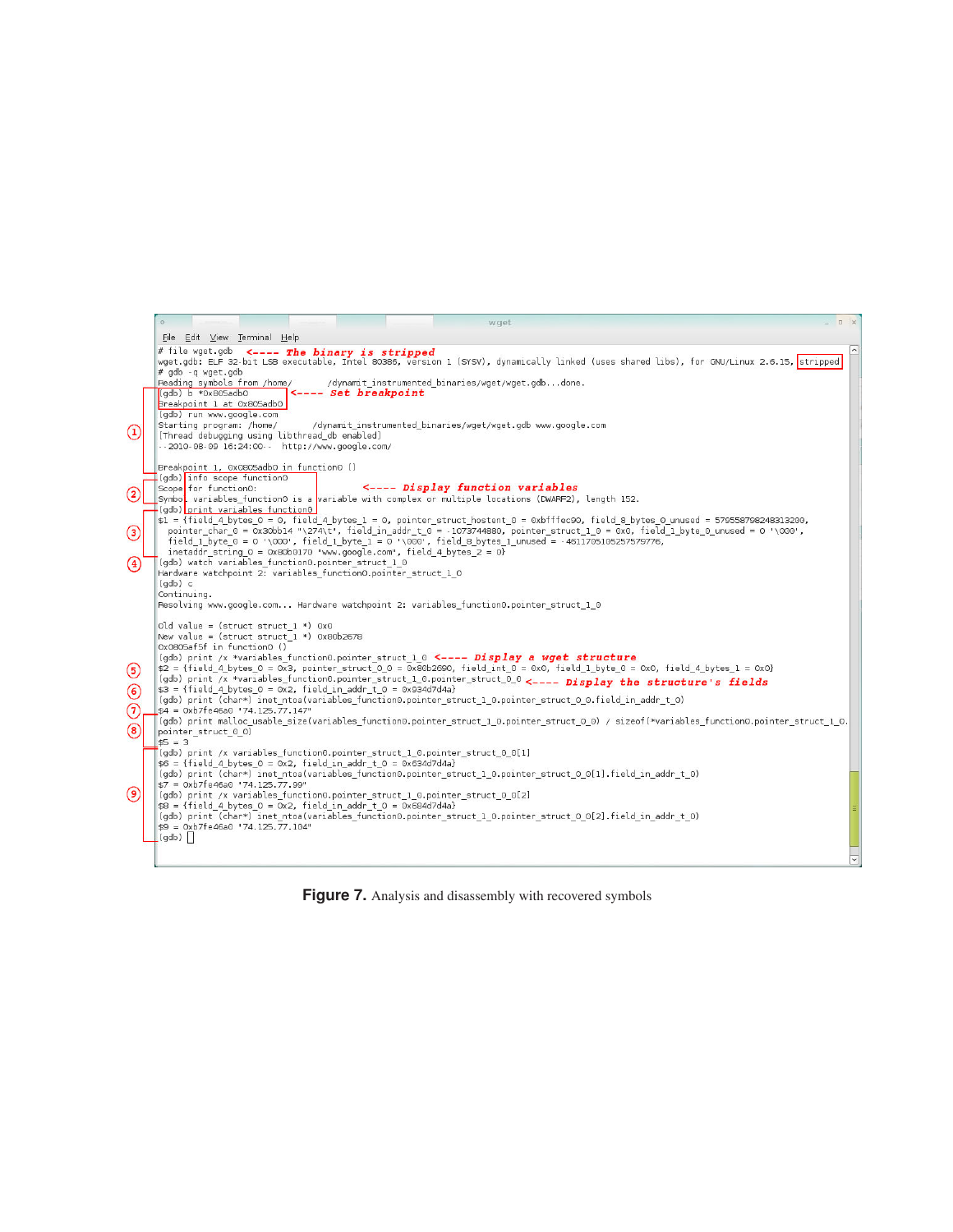```
# file wget.gdb                                    <---- The binary is stripped
wget.gdb: ELF 32-bit LSB executable, Intel 80386, version 1 (SYSV), dynamically linked (uses shared libs), for GNU/Linux 2.6.15, stripped
# gdb -q wget.gdb
Reading symbols from /home/       /dynamit_instrumented_binaries/wget/wget.gdb...done.
(gdb) b *0x805adb0                                 <---- Set breakpoint
Breakpoint 1 at 0x805adb0
(gdb) run www.google.com
Starting program: /home/       /dynamit_instrumented_binaries/wget/wget.gdb www.google.com
[Thread debugging using libthread_db enabled]
--2010-08-09 16:24:00--  http://www.google.com/

Breakpoint 1, 0x0805adb0 in function0 ()
(gdb) info scope function0
Scope for function0:                               <---- Display function variables
Symbol variables_function0 is a variable with complex or multiple locations (DWARF2), length 152.
(gdb) print variables_function0
$1 = {field_4_bytes_0 = 0, field_4_bytes_1 = 0, pointer_struct_hostent_0 = 0xbfffec90, field_8_bytes_0_unused = 5795587982483l3200,
  pointer_char_0 = 0x30bb14 "\274\t", field_in_addr_t_0 = -1073744880, pointer_struct_1_0 = 0x0, field_1_byte_0_unused = 0 '\000',
  field_1_byte_0 = 0 '\000', field_1_byte_1 = 0 '\000', field_8_bytes_1_unused = -4611705105257579776,
  inetaddr_string_0 = 0x80b0170 "www.google.com", field_4_bytes_2 = 0}
(gdb) watch variables_function0.pointer_struct_1_0
Hardware watchpoint 2: variables_function0.pointer_struct_1_0
(gdb) c
Continuing.
Resolving www.google.com... Hardware watchpoint 2: variables_function0.pointer_struct_1_0

Old value = (struct struct_1 *) 0x0
New value = (struct struct_1 *) 0x80b2678
0x0805af5f in function0 ()
(gdb) print /x *variables_function0.pointer_struct_1_0   <---- Display a wget structure
$2 = {field_4_bytes_0 = 0x3, pointer_struct_0_0 = 0x80b2690, field_int_0 = 0x0, field_1_byte_0 = 0x0, field_4_bytes_1 = 0x0}
(gdb) print /x *variables_function0.pointer_struct_1_0.pointer_struct_0_0 <---- Display the structure's fields
$3 = {field_4_bytes_0 = 0x2, field_in_addr_t_0 = 0x934d7d4a}
(gdb) print (char*) inet_ntoa(variables_function0.pointer_struct_1_0.pointer_struct_0_0.field_in_addr_t_0)
$4 = 0xb7fe46a0 "74.125.77.147"
(gdb) print malloc_usable_size(variables_function0.pointer_struct_1_0.pointer_struct_0_0) / sizeof(*variables_function0.pointer_struct_1_0.
pointer_struct_0_0)
$5 = 3
(gdb) print /x variables_function0.pointer_struct_1_0.pointer_struct_0_0[1]
$6 = {field_4_bytes_0 = 0x2, field_in_addr_t_0 = 0x634d7d4a}
(gdb) print (char*) inet_ntoa(variables_function0.pointer_struct_1_0.pointer_struct_0_0[1].field_in_addr_t_0)
$7 = 0xb7fe46a0 "74.125.77.99"
(gdb) print /x variables_function0.pointer_struct_1_0.pointer_struct_0_0[2]
$8 = {field_4_bytes_0 = 0x2, field_in_addr_t_0 = 0x684d7d4a}
(gdb) print (char*) inet_ntoa(variables_function0.pointer_struct_1_0.pointer_struct_0_0[2].field_in_addr_t_0)
$9 = 0xb7fe46a0 "74.125.77.104"
(gdb)
```

**Figure 7.** Analysis and disassembly with recovered symbols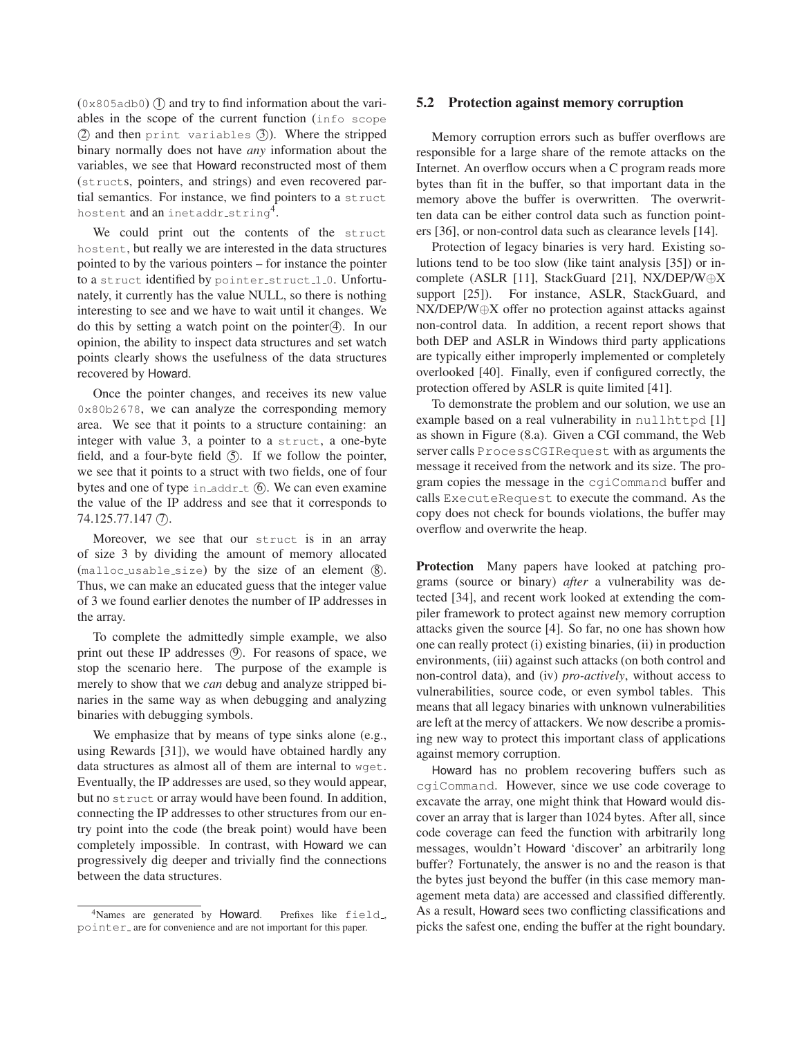(0x805adb0) ① and try to find information about the variables in the scope of the current function (info scope ② and then print variables ③). Where the stripped binary normally does not have *any* information about the variables, we see that Howard reconstructed most of them (structs, pointers, and strings) and even recovered partial semantics. For instance, we find pointers to a struct hostent and an inetaddr_string[4].

We could print out the contents of the struct hostent, but really we are interested in the data structures pointed to by the various pointers – for instance the pointer to a struct identified by pointer_struct_1_0. Unfortunately, it currently has the value NULL, so there is nothing interesting to see and we have to wait until it changes. We do this by setting a watch point on the pointer④. In our opinion, the ability to inspect data structures and set watch points clearly shows the usefulness of the data structures recovered by Howard.

Once the pointer changes, and receives its new value 0x80b2678, we can analyze the corresponding memory area. We see that it points to a structure containing: an integer with value 3, a pointer to a struct, a one-byte field, and a four-byte field ⑤. If we follow the pointer, we see that it points to a struct with two fields, one of four bytes and one of type in_addr_t ⑥. We can even examine the value of the IP address and see that it corresponds to 74.125.77.147 ⑦.

Moreover, we see that our struct is in an array of size 3 by dividing the amount of memory allocated (malloc_usable_size) by the size of an element ⑧. Thus, we can make an educated guess that the integer value of 3 we found earlier denotes the number of IP addresses in the array.

To complete the admittedly simple example, we also print out these IP addresses ⑨. For reasons of space, we stop the scenario here. The purpose of the example is merely to show that we *can* debug and analyze stripped binaries in the same way as when debugging and analyzing binaries with debugging symbols.

We emphasize that by means of type sinks alone (e.g., using Rewards [31]), we would have obtained hardly any data structures as almost all of them are internal to wget. Eventually, the IP addresses are used, so they would appear, but no struct or array would have been found. In addition, connecting the IP addresses to other structures from our entry point into the code (the break point) would have been completely impossible. In contrast, with Howard we can progressively dig deeper and trivially find the connections between the data structures.

[4] Names are generated by Howard. Prefixes like field_ pointer_ are for convenience and are not important for this paper.

## 5.2 Protection against memory corruption

Memory corruption errors such as buffer overflows are responsible for a large share of the remote attacks on the Internet. An overflow occurs when a C program reads more bytes than fit in the buffer, so that important data in the memory above the buffer is overwritten. The overwritten data can be either control data such as function pointers [36], or non-control data such as clearance levels [14].

Protection of legacy binaries is very hard. Existing solutions tend to be too slow (like taint analysis [35]) or incomplete (ASLR [11], StackGuard [21], NX/DEP/W⊕X support [25]). For instance, ASLR, StackGuard, and NX/DEP/W⊕X offer no protection against attacks against non-control data. In addition, a recent report shows that both DEP and ASLR in Windows third party applications are typically either improperly implemented or completely overlooked [40]. Finally, even if configured correctly, the protection offered by ASLR is quite limited [41].

To demonstrate the problem and our solution, we use an example based on a real vulnerability in nullhttpd [1] as shown in Figure (8.a). Given a CGI command, the Web server calls ProcessCGIRequest with as arguments the message it received from the network and its size. The program copies the message in the cgiCommand buffer and calls ExecuteRequest to execute the command. As the copy does not check for bounds violations, the buffer may overflow and overwrite the heap.

**Protection** Many papers have looked at patching programs (source or binary) *after* a vulnerability was detected [34], and recent work looked at extending the compiler framework to protect against new memory corruption attacks given the source [4]. So far, no one has shown how one can really protect (i) existing binaries, (ii) in production environments, (iii) against such attacks (on both control and non-control data), and (iv) *pro-actively*, without access to vulnerabilities, source code, or even symbol tables. This means that all legacy binaries with unknown vulnerabilities are left at the mercy of attackers. We now describe a promising new way to protect this important class of applications against memory corruption.

Howard has no problem recovering buffers such as cgiCommand. However, since we use code coverage to excavate the array, one might think that Howard would discover an array that is larger than 1024 bytes. After all, since code coverage can feed the function with arbitrarily long messages, wouldn't Howard 'discover' an arbitrarily long buffer? Fortunately, the answer is no and the reason is that the bytes just beyond the buffer (in this case memory management meta data) are accessed and classified differently. As a result, Howard sees two conflicting classifications and picks the safest one, ending the buffer at the right boundary.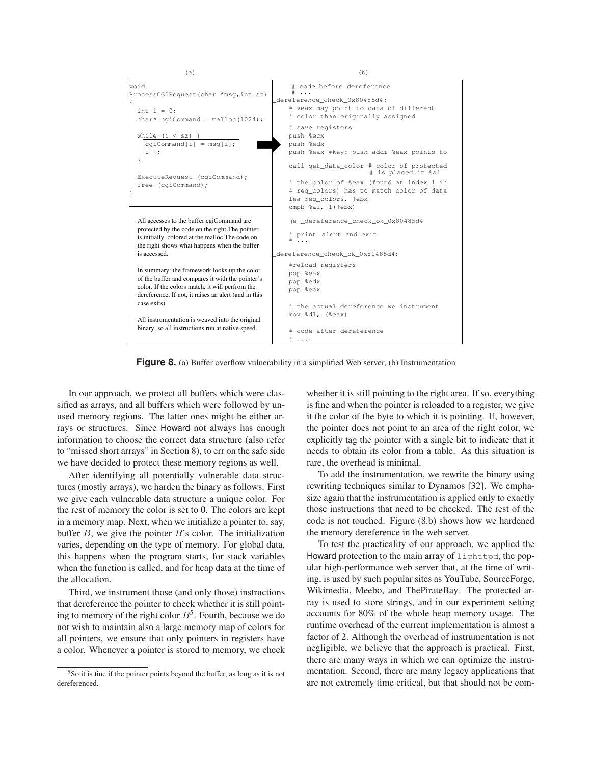(a)

```
void
ProcessCGIRequest(char *msg,int sz)
{
  int i = 0;
  char* cgiCommand = malloc(1024);

  while (i < sz) {
    cgiCommand[i] = msg[i];
    i++;
  }

  ExecuteRequest (cgiCommand);
  free (cgiCommand);
}
```

All accesses to the buffer cgiCommand are protected by the code on the right.The pointer is initially colored at the malloc.The code on the right shows what happens when the buffer is accessed.

In summary: the framework looks up the color of the buffer and compares it with the pointer's color. If the colors match, it will perfrom the dereference. If not, it raises an alert (and in this case exits).

All instrumentation is weaved into the original binary, so all instructions run at native speed.

(b)

```
   # code before dereference
   # ...
_dereference_check_0x80485d4:
   # %eax may point to data of different
   # color than originally assigned

   # save registers
   push %ecx
   push %edx
   push %eax #key: push addr %eax points to

   call get_data_color # color of protected
                       # is placed in %al

   # the color of %eax (found at index 1 in
   # reg_colors) has to match color of data
   lea reg_colors, %ebx
   cmpb %al, 1(%ebx)

   je _dereference_check_ok_0x80485d4

   # print alert and exit
   # ...

_dereference_check_ok_0x80485d4:

   #reload registers
   pop %eax
   pop %edx
   pop %ecx

   # the actual dereference we instrument
   mov %dl, (%eax)

   # code after dereference
   # ...
```

**Figure 8.** (a) Buffer overflow vulnerability in a simplified Web server, (b) Instrumentation

In our approach, we protect all buffers which were classified as arrays, and all buffers which were followed by unused memory regions. The latter ones might be either arrays or structures. Since Howard not always has enough information to choose the correct data structure (also refer to "missed short arrays" in Section 8), to err on the safe side we have decided to protect these memory regions as well.

After identifying all potentially vulnerable data structures (mostly arrays), we harden the binary as follows. First we give each vulnerable data structure a unique color. For the rest of memory the color is set to 0. The colors are kept in a memory map. Next, when we initialize a pointer to, say, buffer $B$, we give the pointer $B$'s color. The initialization varies, depending on the type of memory. For global data, this happens when the program starts, for stack variables when the function is called, and for heap data at the time of the allocation.

Third, we instrument those (and only those) instructions that dereference the pointer to check whether it is still pointing to memory of the right color $B$[5]. Fourth, because we do not wish to maintain also a large memory map of colors for all pointers, we ensure that only pointers in registers have a color. Whenever a pointer is stored to memory, we check whether it is still pointing to the right area. If so, everything is fine and when the pointer is reloaded to a register, we give it the color of the byte to which it is pointing. If, however, the pointer does not point to an area of the right color, we explicitly tag the pointer with a single bit to indicate that it needs to obtain its color from a table. As this situation is rare, the overhead is minimal.

To add the instrumentation, we rewrite the binary using rewriting techniques similar to Dynamos [32]. We emphasize again that the instrumentation is applied only to exactly those instructions that need to be checked. The rest of the code is not touched. Figure (8.b) shows how we hardened the memory dereference in the web server.

To test the practicality of our approach, we applied the Howard protection to the main array of `lighttpd`, the popular high-performance web server that, at the time of writing, is used by such popular sites as YouTube, SourceForge, Wikimedia, Meebo, and ThePirateBay. The protected array is used to store strings, and in our experiment setting accounts for 80% of the whole heap memory usage. The runtime overhead of the current implementation is almost a factor of 2. Although the overhead of instrumentation is not negligible, we believe that the approach is practical. First, there are many ways in which we can optimize the instrumentation. Second, there are many legacy applications that are not extremely time critical, but that should not be com-

[5] So it is fine if the pointer points beyond the buffer, as long as it is not dereferenced.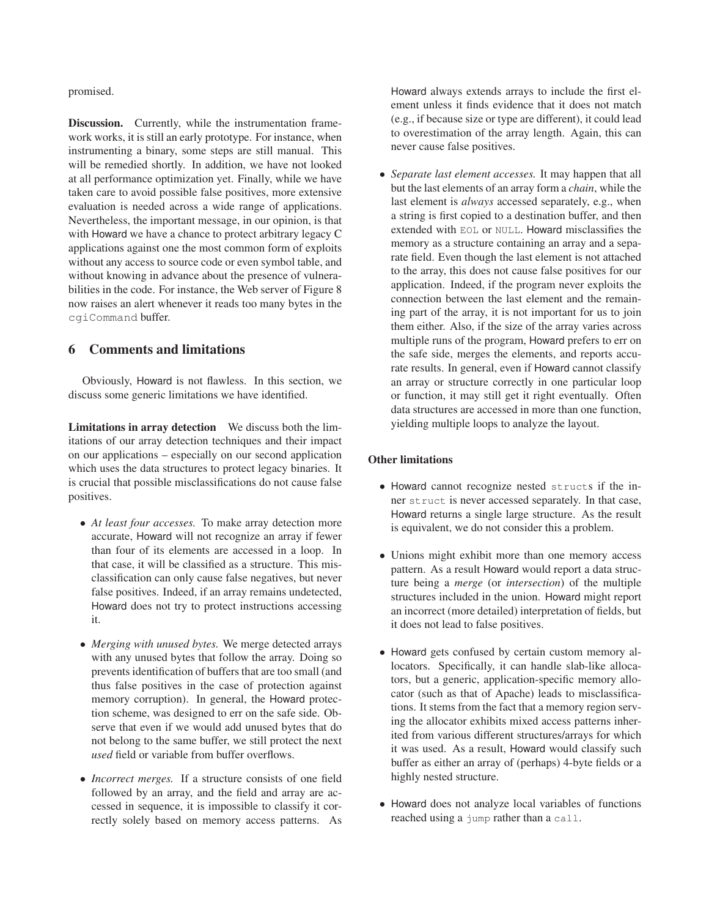promised.

**Discussion.** Currently, while the instrumentation framework works, it is still an early prototype. For instance, when instrumenting a binary, some steps are still manual. This will be remedied shortly. In addition, we have not looked at all performance optimization yet. Finally, while we have taken care to avoid possible false positives, more extensive evaluation is needed across a wide range of applications. Nevertheless, the important message, in our opinion, is that with Howard we have a chance to protect arbitrary legacy C applications against one the most common form of exploits without any access to source code or even symbol table, and without knowing in advance about the presence of vulnerabilities in the code. For instance, the Web server of Figure 8 now raises an alert whenever it reads too many bytes in the `cgiCommand` buffer.

## 6 Comments and limitations

Obviously, Howard is not flawless. In this section, we discuss some generic limitations we have identified.

**Limitations in array detection** We discuss both the limitations of our array detection techniques and their impact on our applications – especially on our second application which uses the data structures to protect legacy binaries. It is crucial that possible misclassifications do not cause false positives.

- *At least four accesses.* To make array detection more accurate, Howard will not recognize an array if fewer than four of its elements are accessed in a loop. In that case, it will be classified as a structure. This misclassification can only cause false negatives, but never false positives. Indeed, if an array remains undetected, Howard does not try to protect instructions accessing it.
- *Merging with unused bytes.* We merge detected arrays with any unused bytes that follow the array. Doing so prevents identification of buffers that are too small (and thus false positives in the case of protection against memory corruption). In general, the Howard protection scheme, was designed to err on the safe side. Observe that even if we would add unused bytes that do not belong to the same buffer, we still protect the next *used* field or variable from buffer overflows.
- *Incorrect merges.* If a structure consists of one field followed by an array, and the field and array are accessed in sequence, it is impossible to classify it correctly solely based on memory access patterns. As Howard always extends arrays to include the first element unless it finds evidence that it does not match (e.g., if because size or type are different), it could lead to overestimation of the array length. Again, this can never cause false positives.
- *Separate last element accesses.* It may happen that all but the last elements of an array form a *chain*, while the last element is *always* accessed separately, e.g., when a string is first copied to a destination buffer, and then extended with `EOL` or `NULL`. Howard misclassifies the memory as a structure containing an array and a separate field. Even though the last element is not attached to the array, this does not cause false positives for our application. Indeed, if the program never exploits the connection between the last element and the remaining part of the array, it is not important for us to join them either. Also, if the size of the array varies across multiple runs of the program, Howard prefers to err on the safe side, merges the elements, and reports accurate results. In general, even if Howard cannot classify an array or structure correctly in one particular loop or function, it may still get it right eventually. Often data structures are accessed in more than one function, yielding multiple loops to analyze the layout.

**Other limitations**

- Howard cannot recognize nested `struct`s if the inner `struct` is never accessed separately. In that case, Howard returns a single large structure. As the result is equivalent, we do not consider this a problem.
- Unions might exhibit more than one memory access pattern. As a result Howard would report a data structure being a *merge* (or *intersection*) of the multiple structures included in the union. Howard might report an incorrect (more detailed) interpretation of fields, but it does not lead to false positives.
- Howard gets confused by certain custom memory allocators. Specifically, it can handle slab-like allocators, but a generic, application-specific memory allocator (such as that of Apache) leads to misclassifications. It stems from the fact that a memory region serving the allocator exhibits mixed access patterns inherited from various different structures/arrays for which it was used. As a result, Howard would classify such buffer as either an array of (perhaps) 4-byte fields or a highly nested structure.
- Howard does not analyze local variables of functions reached using a `jump` rather than a `call`.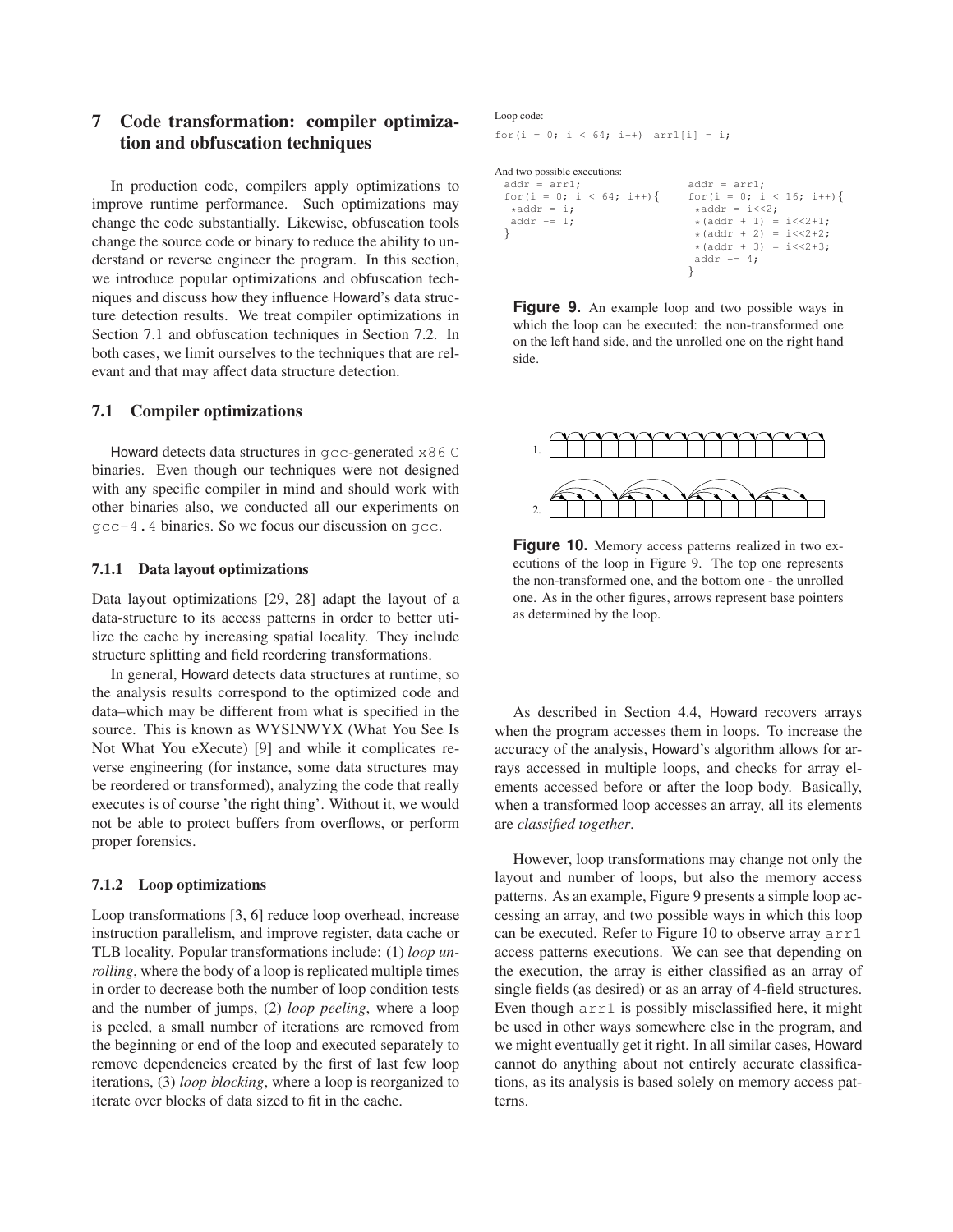## 7 Code transformation: compiler optimization and obfuscation techniques

In production code, compilers apply optimizations to improve runtime performance. Such optimizations may change the code substantially. Likewise, obfuscation tools change the source code or binary to reduce the ability to understand or reverse engineer the program. In this section, we introduce popular optimizations and obfuscation techniques and discuss how they influence Howard's data structure detection results. We treat compiler optimizations in Section 7.1 and obfuscation techniques in Section 7.2. In both cases, we limit ourselves to the techniques that are relevant and that may affect data structure detection.

### 7.1 Compiler optimizations

Howard detects data structures in `gcc`-generated `x86 C` binaries. Even though our techniques were not designed with any specific compiler in mind and should work with other binaries also, we conducted all our experiments on `gcc-4.4` binaries. So we focus our discussion on `gcc`.

#### 7.1.1 Data layout optimizations

Data layout optimizations [29, 28] adapt the layout of a data-structure to its access patterns in order to better utilize the cache by increasing spatial locality. They include structure splitting and field reordering transformations.

In general, Howard detects data structures at runtime, so the analysis results correspond to the optimized code and data–which may be different from what is specified in the source. This is known as WYSINWYX (What You See Is Not What You eXecute) [9] and while it complicates reverse engineering (for instance, some data structures may be reordered or transformed), analyzing the code that really executes is of course 'the right thing'. Without it, we would not be able to protect buffers from overflows, or perform proper forensics.

#### 7.1.2 Loop optimizations

Loop transformations [3, 6] reduce loop overhead, increase instruction parallelism, and improve register, data cache or TLB locality. Popular transformations include: (1) *loop unrolling*, where the body of a loop is replicated multiple times in order to decrease both the number of loop condition tests and the number of jumps, (2) *loop peeling*, where a loop is peeled, a small number of iterations are removed from the beginning or end of the loop and executed separately to remove dependencies created by the first of last few loop iterations, (3) *loop blocking*, where a loop is reorganized to iterate over blocks of data sized to fit in the cache.

Loop code:

```
for(i = 0; i < 64; i++)  arr1[i] = i;
```

And two possible executions:

```
addr = arr1;                    addr = arr1;
for(i = 0; i < 64; i++){        for(i = 0; i < 16; i++){
 *addr = i;                      *addr = i<<2;
 addr += 1;                      *(addr + 1) = i<<2+1;
}                                *(addr + 2) = i<<2+2;
                                 *(addr + 3) = i<<2+3;
                                 addr += 4;
                                }
```

**Figure 9.** An example loop and two possible ways in which the loop can be executed: the non-transformed one on the left hand side, and the unrolled one on the right hand side.

**Figure 10.** Memory access patterns realized in two executions of the loop in Figure 9. The top one represents the non-transformed one, and the bottom one - the unrolled one. As in the other figures, arrows represent base pointers as determined by the loop.

As described in Section 4.4, Howard recovers arrays when the program accesses them in loops. To increase the accuracy of the analysis, Howard's algorithm allows for arrays accessed in multiple loops, and checks for array elements accessed before or after the loop body. Basically, when a transformed loop accesses an array, all its elements are *classified together*.

However, loop transformations may change not only the layout and number of loops, but also the memory access patterns. As an example, Figure 9 presents a simple loop accessing an array, and two possible ways in which this loop can be executed. Refer to Figure 10 to observe array `arr1` access patterns executions. We can see that depending on the execution, the array is either classified as an array of single fields (as desired) or as an array of 4-field structures. Even though `arr1` is possibly misclassified here, it might be used in other ways somewhere else in the program, and we might eventually get it right. In all similar cases, Howard cannot do anything about not entirely accurate classifications, as its analysis is based solely on memory access patterns.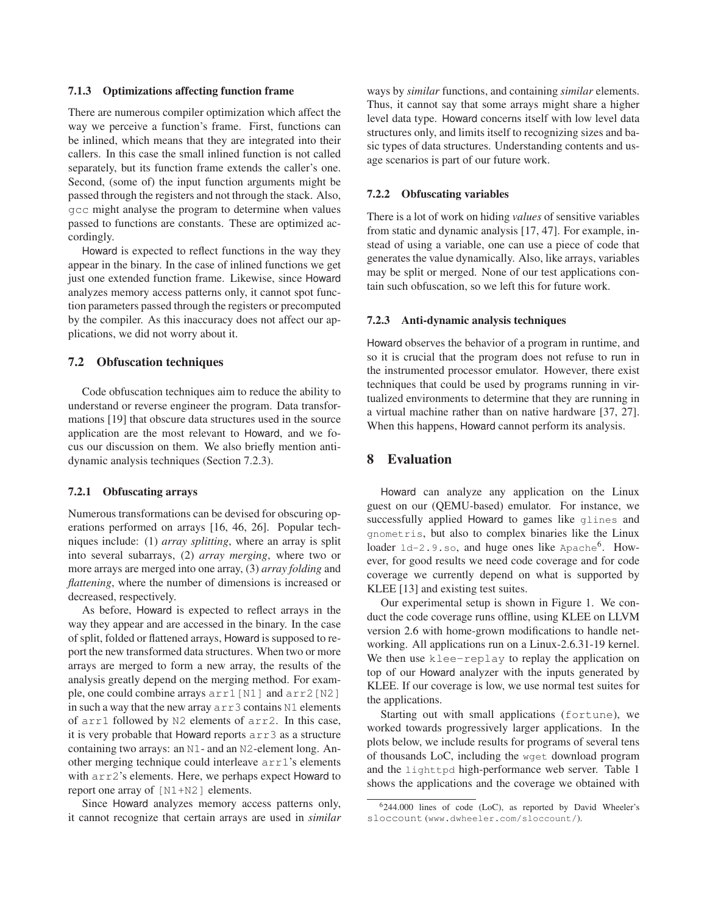#### 7.1.3 Optimizations affecting function frame

There are numerous compiler optimization which affect the way we perceive a function's frame. First, functions can be inlined, which means that they are integrated into their callers. In this case the small inlined function is not called separately, but its function frame extends the caller's one. Second, (some of) the input function arguments might be passed through the registers and not through the stack. Also, `gcc` might analyse the program to determine when values passed to functions are constants. These are optimized accordingly.

Howard is expected to reflect functions in the way they appear in the binary. In the case of inlined functions we get just one extended function frame. Likewise, since Howard analyzes memory access patterns only, it cannot spot function parameters passed through the registers or precomputed by the compiler. As this inaccuracy does not affect our applications, we did not worry about it.

### 7.2 Obfuscation techniques

Code obfuscation techniques aim to reduce the ability to understand or reverse engineer the program. Data transformations [19] that obscure data structures used in the source application are the most relevant to Howard, and we focus our discussion on them. We also briefly mention anti-dynamic analysis techniques (Section 7.2.3).

#### 7.2.1 Obfuscating arrays

Numerous transformations can be devised for obscuring operations performed on arrays [16, 46, 26]. Popular techniques include: (1) *array splitting*, where an array is split into several subarrays, (2) *array merging*, where two or more arrays are merged into one array, (3) *array folding* and *flattening*, where the number of dimensions is increased or decreased, respectively.

As before, Howard is expected to reflect arrays in the way they appear and are accessed in the binary. In the case of split, folded or flattened arrays, Howard is supposed to report the new transformed data structures. When two or more arrays are merged to form a new array, the results of the analysis greatly depend on the merging method. For example, one could combine arrays `arr1[N1]` and `arr2[N2]` in such a way that the new array `arr3` contains `N1` elements of `arr1` followed by `N2` elements of `arr2`. In this case, it is very probable that Howard reports `arr3` as a structure containing two arrays: an `N1`- and an `N2`-element long. Another merging technique could interleave `arr1`'s elements with `arr2`'s elements. Here, we perhaps expect Howard to report one array of `[N1+N2]` elements.

Since Howard analyzes memory access patterns only, it cannot recognize that certain arrays are used in *similar* ways by *similar* functions, and containing *similar* elements. Thus, it cannot say that some arrays might share a higher level data type. Howard concerns itself with low level data structures only, and limits itself to recognizing sizes and basic types of data structures. Understanding contents and usage scenarios is part of our future work.

#### 7.2.2 Obfuscating variables

There is a lot of work on hiding *values* of sensitive variables from static and dynamic analysis [17, 47]. For example, instead of using a variable, one can use a piece of code that generates the value dynamically. Also, like arrays, variables may be split or merged. None of our test applications contain such obfuscation, so we left this for future work.

#### 7.2.3 Anti-dynamic analysis techniques

Howard observes the behavior of a program in runtime, and so it is crucial that the program does not refuse to run in the instrumented processor emulator. However, there exist techniques that could be used by programs running in virtualized environments to determine that they are running in a virtual machine rather than on native hardware [37, 27]. When this happens, Howard cannot perform its analysis.

## 8 Evaluation

Howard can analyze any application on the Linux guest on our (QEMU-based) emulator. For instance, we successfully applied Howard to games like `glines` and `gnometris`, but also to complex binaries like the Linux loader `ld-2.9.so`, and huge ones like `Apache`[6]. However, for good results we need code coverage and for code coverage we currently depend on what is supported by KLEE [13] and existing test suites.

Our experimental setup is shown in Figure 1. We conduct the code coverage runs offline, using KLEE on LLVM version 2.6 with home-grown modifications to handle networking. All applications run on a Linux-2.6.31-19 kernel. We then use `klee-replay` to replay the application on top of our Howard analyzer with the inputs generated by KLEE. If our coverage is low, we use normal test suites for the applications.

Starting out with small applications (`fortune`), we worked towards progressively larger applications. In the plots below, we include results for programs of several tens of thousands LoC, including the `wget` download program and the `lighttpd` high-performance web server. Table 1 shows the applications and the coverage we obtained with

[6] 244.000 lines of code (LoC), as reported by David Wheeler's `sloccount` (`www.dwheeler.com/sloccount/`).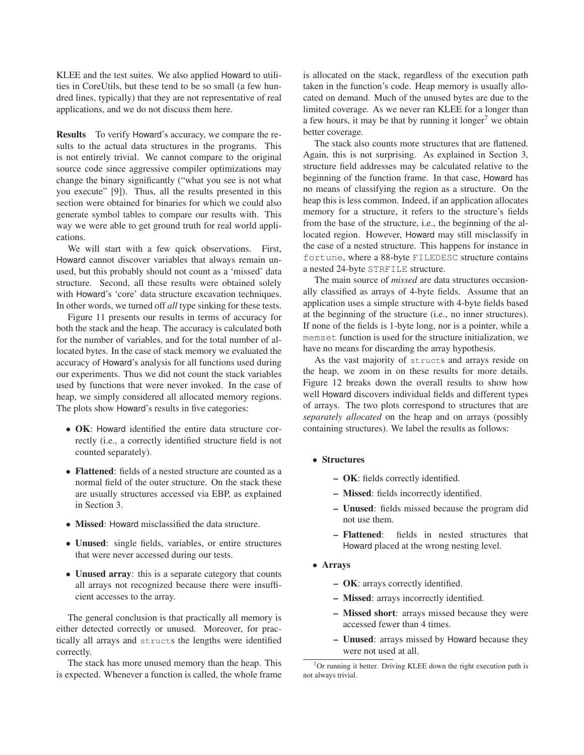KLEE and the test suites. We also applied Howard to utilities in CoreUtils, but these tend to be so small (a few hundred lines, typically) that they are not representative of real applications, and we do not discuss them here.

**Results** To verify Howard's accuracy, we compare the results to the actual data structures in the programs. This is not entirely trivial. We cannot compare to the original source code since aggressive compiler optimizations may change the binary significantly ("what you see is not what you execute" [9]). Thus, all the results presented in this section were obtained for binaries for which we could also generate symbol tables to compare our results with. This way we were able to get ground truth for real world applications.

We will start with a few quick observations. First, Howard cannot discover variables that always remain unused, but this probably should not count as a 'missed' data structure. Second, all these results were obtained solely with Howard's 'core' data structure excavation techniques. In other words, we turned off *all* type sinking for these tests.

Figure 11 presents our results in terms of accuracy for both the stack and the heap. The accuracy is calculated both for the number of variables, and for the total number of allocated bytes. In the case of stack memory we evaluated the accuracy of Howard's analysis for all functions used during our experiments. Thus we did not count the stack variables used by functions that were never invoked. In the case of heap, we simply considered all allocated memory regions. The plots show Howard's results in five categories:

- **OK**: Howard identified the entire data structure correctly (i.e., a correctly identified structure field is not counted separately).
- **Flattened**: fields of a nested structure are counted as a normal field of the outer structure. On the stack these are usually structures accessed via EBP, as explained in Section 3.
- **Missed**: Howard misclassified the data structure.
- **Unused**: single fields, variables, or entire structures that were never accessed during our tests.
- **Unused array**: this is a separate category that counts all arrays not recognized because there were insufficient accesses to the array.

The general conclusion is that practically all memory is either detected correctly or unused. Moreover, for practically all arrays and `struct`s the lengths were identified correctly.

The stack has more unused memory than the heap. This is expected. Whenever a function is called, the whole frame is allocated on the stack, regardless of the execution path taken in the function's code. Heap memory is usually allocated on demand. Much of the unused bytes are due to the limited coverage. As we never ran KLEE for a longer than a few hours, it may be that by running it longer[7] we obtain better coverage.

The stack also counts more structures that are flattened. Again, this is not surprising. As explained in Section 3, structure field addresses may be calculated relative to the beginning of the function frame. In that case, Howard has no means of classifying the region as a structure. On the heap this is less common. Indeed, if an application allocates memory for a structure, it refers to the structure's fields from the base of the structure, i.e., the beginning of the allocated region. However, Howard may still misclassify in the case of a nested structure. This happens for instance in `fortune`, where a 88-byte `FILEDESC` structure contains a nested 24-byte `STRFILE` structure.

The main source of *missed* are data structures occasionally classified as arrays of 4-byte fields. Assume that an application uses a simple structure with 4-byte fields based at the beginning of the structure (i.e., no inner structures). If none of the fields is 1-byte long, nor is a pointer, while a `memset` function is used for the structure initialization, we have no means for discarding the array hypothesis.

As the vast majority of `struct`s and arrays reside on the heap, we zoom in on these results for more details. Figure 12 breaks down the overall results to show how well Howard discovers individual fields and different types of arrays. The two plots correspond to structures that are *separately allocated* on the heap and on arrays (possibly containing structures). We label the results as follows:

- **Structures**
  - **OK**: fields correctly identified.
  - **Missed**: fields incorrectly identified.
  - **Unused**: fields missed because the program did not use them.
  - **Flattened**: fields in nested structures that Howard placed at the wrong nesting level.
- **Arrays**
  - **OK**: arrays correctly identified.
  - **Missed**: arrays incorrectly identified.
  - **Missed short**: arrays missed because they were accessed fewer than 4 times.
  - **Unused**: arrays missed by Howard because they were not used at all.

[7] Or running it better. Driving KLEE down the right execution path is not always trivial.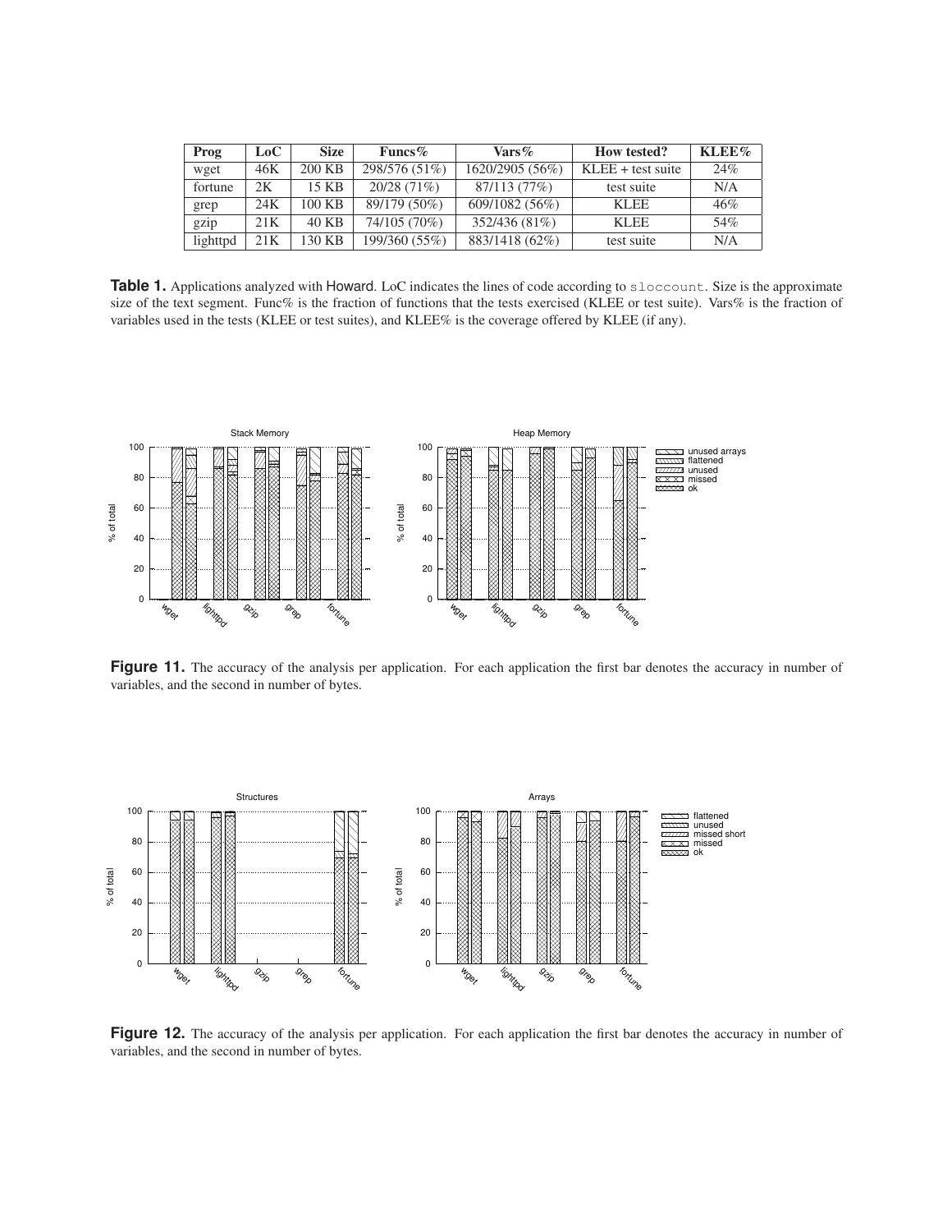| Prog | LoC | Size | Funcs% | Vars% | How tested? | KLEE% |
|---|---|---|---|---|---|---|
| wget | 46K | 200 KB | 298/576 (51%) | 1620/2905 (56%) | KLEE + test suite | 24% |
| fortune | 2K | 15 KB | 20/28 (71%) | 87/113 (77%) | test suite | N/A |
| grep | 24K | 100 KB | 89/179 (50%) | 609/1082 (56%) | KLEE | 46% |
| gzip | 21K | 40 KB | 74/105 (70%) | 352/436 (81%) | KLEE | 54% |
| lighttpd | 21K | 130 KB | 199/360 (55%) | 883/1418 (62%) | test suite | N/A |

**Table 1.** Applications analyzed with Howard. LoC indicates the lines of code according to `sloccount`. Size is the approximate size of the text segment. Func% is the fraction of functions that the tests exercised (KLEE or test suite). Vars% is the fraction of variables used in the tests (KLEE or test suites), and KLEE% is the coverage offered by KLEE (if any).

**Figure 11.** The accuracy of the analysis per application. For each application the first bar denotes the accuracy in number of variables, and the second in number of bytes.

**Figure 12.** The accuracy of the analysis per application. For each application the first bar denotes the accuracy in number of variables, and the second in number of bytes.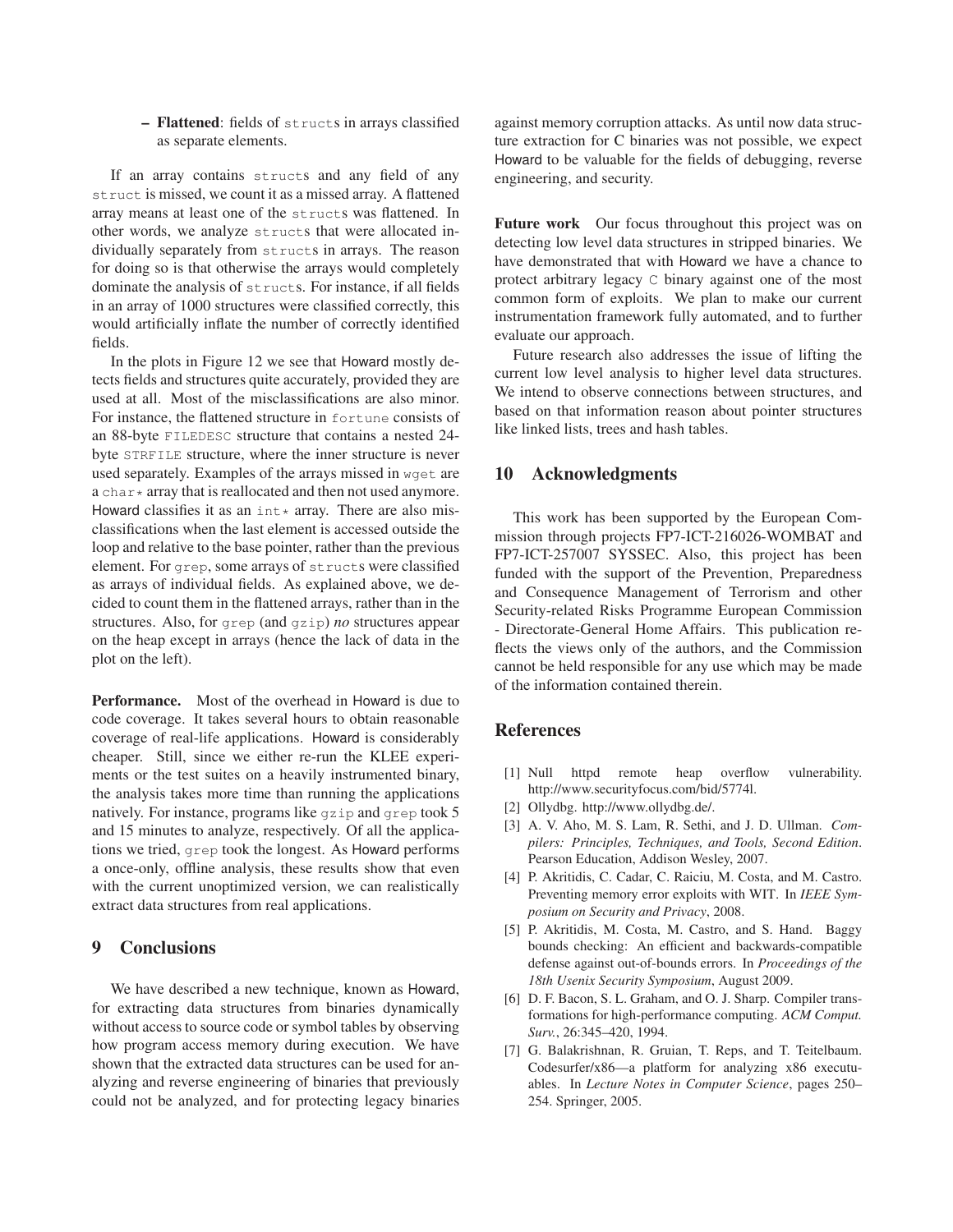- **Flattened**: fields of `struct`s in arrays classified as separate elements.

If an array contains `struct`s and any field of any `struct` is missed, we count it as a missed array. A flattened array means at least one of the `struct`s was flattened. In other words, we analyze `struct`s that were allocated individually separately from `struct`s in arrays. The reason for doing so is that otherwise the arrays would completely dominate the analysis of `struct`s. For instance, if all fields in an array of 1000 structures were classified correctly, this would artificially inflate the number of correctly identified fields.

In the plots in Figure 12 we see that Howard mostly detects fields and structures quite accurately, provided they are used at all. Most of the misclassifications are also minor. For instance, the flattened structure in `fortune` consists of an 88-byte `FILEDESC` structure that contains a nested 24-byte `STRFILE` structure, where the inner structure is never used separately. Examples of the arrays missed in `wget` are a `char*` array that is reallocated and then not used anymore. Howard classifies it as an `int*` array. There are also misclassifications when the last element is accessed outside the loop and relative to the base pointer, rather than the previous element. For `grep`, some arrays of `struct`s were classified as arrays of individual fields. As explained above, we decided to count them in the flattened arrays, rather than in the structures. Also, for `grep` (and `gzip`) *no* structures appear on the heap except in arrays (hence the lack of data in the plot on the left).

**Performance.** Most of the overhead in Howard is due to code coverage. It takes several hours to obtain reasonable coverage of real-life applications. Howard is considerably cheaper. Still, since we either re-run the KLEE experiments or the test suites on a heavily instrumented binary, the analysis takes more time than running the applications natively. For instance, programs like `gzip` and `grep` took 5 and 15 minutes to analyze, respectively. Of all the applications we tried, `grep` took the longest. As Howard performs a once-only, offline analysis, these results show that even with the current unoptimized version, we can realistically extract data structures from real applications.

## 9 Conclusions

We have described a new technique, known as Howard, for extracting data structures from binaries dynamically without access to source code or symbol tables by observing how program access memory during execution. We have shown that the extracted data structures can be used for analyzing and reverse engineering of binaries that previously could not be analyzed, and for protecting legacy binaries against memory corruption attacks. As until now data structure extraction for C binaries was not possible, we expect Howard to be valuable for the fields of debugging, reverse engineering, and security.

**Future work** Our focus throughout this project was on detecting low level data structures in stripped binaries. We have demonstrated that with Howard we have a chance to protect arbitrary legacy `C` binary against one of the most common form of exploits. We plan to make our current instrumentation framework fully automated, and to further evaluate our approach.

Future research also addresses the issue of lifting the current low level analysis to higher level data structures. We intend to observe connections between structures, and based on that information reason about pointer structures like linked lists, trees and hash tables.

## 10 Acknowledgments

This work has been supported by the European Commission through projects FP7-ICT-216026-WOMBAT and FP7-ICT-257007 SYSSEC. Also, this project has been funded with the support of the Prevention, Preparedness and Consequence Management of Terrorism and other Security-related Risks Programme European Commission - Directorate-General Home Affairs. This publication reflects the views only of the authors, and the Commission cannot be held responsible for any use which may be made of the information contained therein.

## References

[1] Null httpd remote heap overflow vulnerability. http://www.securityfocus.com/bid/5774l.

[2] Ollydbg. http://www.ollydbg.de/.

[3] A. V. Aho, M. S. Lam, R. Sethi, and J. D. Ullman. *Compilers: Principles, Techniques, and Tools, Second Edition*. Pearson Education, Addison Wesley, 2007.

[4] P. Akritidis, C. Cadar, C. Raiciu, M. Costa, and M. Castro. Preventing memory error exploits with WIT. In *IEEE Symposium on Security and Privacy*, 2008.

[5] P. Akritidis, M. Costa, M. Castro, and S. Hand. Baggy bounds checking: An efficient and backwards-compatible defense against out-of-bounds errors. In *Proceedings of the 18th Usenix Security Symposium*, August 2009.

[6] D. F. Bacon, S. L. Graham, and O. J. Sharp. Compiler transformations for high-performance computing. *ACM Comput. Surv.*, 26:345–420, 1994.

[7] G. Balakrishnan, R. Gruian, T. Reps, and T. Teitelbaum. Codesurfer/x86—a platform for analyzing x86 executuables. In *Lecture Notes in Computer Science*, pages 250–254. Springer, 2005.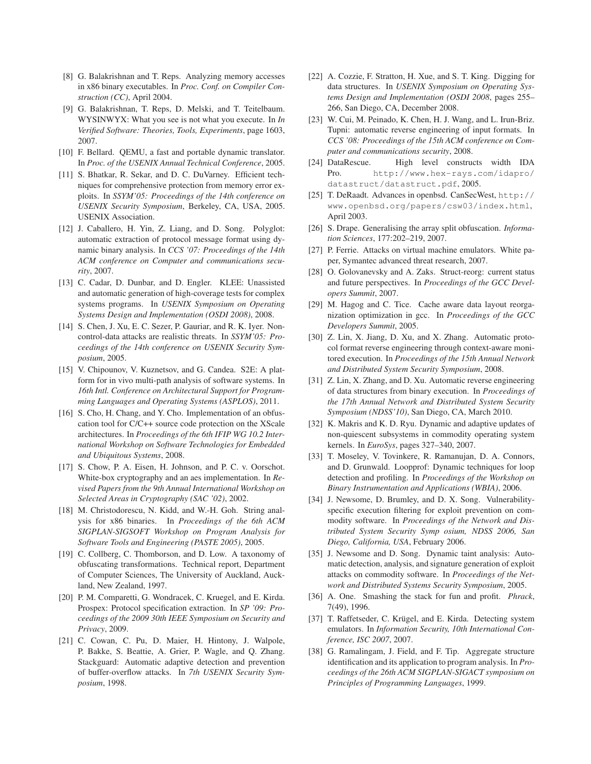[8] G. Balakrishnan and T. Reps. Analyzing memory accesses in x86 binary executables. In *Proc. Conf. on Compiler Construction (CC)*, April 2004.

[9] G. Balakrishnan, T. Reps, D. Melski, and T. Teitelbaum. WYSINWYX: What you see is not what you execute. In *In Verified Software: Theories, Tools, Experiments*, page 1603, 2007.

[10] F. Bellard. QEMU, a fast and portable dynamic translator. In *Proc. of the USENIX Annual Technical Conference*, 2005.

[11] S. Bhatkar, R. Sekar, and D. C. DuVarney. Efficient techniques for comprehensive protection from memory error exploits. In *SSYM'05: Proceedings of the 14th conference on USENIX Security Symposium*, Berkeley, CA, USA, 2005. USENIX Association.

[12] J. Caballero, H. Yin, Z. Liang, and D. Song. Polyglot: automatic extraction of protocol message format using dynamic binary analysis. In *CCS '07: Proceedings of the 14th ACM conference on Computer and communications security*, 2007.

[13] C. Cadar, D. Dunbar, and D. Engler. KLEE: Unassisted and automatic generation of high-coverage tests for complex systems programs. In *USENIX Symposium on Operating Systems Design and Implementation (OSDI 2008)*, 2008.

[14] S. Chen, J. Xu, E. C. Sezer, P. Gauriar, and R. K. Iyer. Non-control-data attacks are realistic threats. In *SSYM'05: Proceedings of the 14th conference on USENIX Security Symposium*, 2005.

[15] V. Chipounov, V. Kuznetsov, and G. Candea. S2E: A platform for in vivo multi-path analysis of software systems. In *16th Intl. Conference on Architectural Support for Programming Languages and Operating Systems (ASPLOS)*, 2011.

[16] S. Cho, H. Chang, and Y. Cho. Implementation of an obfuscation tool for C/C++ source code protection on the XScale architectures. In *Proceedings of the 6th IFIP WG 10.2 International Workshop on Software Technologies for Embedded and Ubiquitous Systems*, 2008.

[17] S. Chow, P. A. Eisen, H. Johnson, and P. C. v. Oorschot. White-box cryptography and an aes implementation. In *Revised Papers from the 9th Annual International Workshop on Selected Areas in Cryptography (SAC '02)*, 2002.

[18] M. Christodorescu, N. Kidd, and W.-H. Goh. String analysis for x86 binaries. In *Proceedings of the 6th ACM SIGPLAN-SIGSOFT Workshop on Program Analysis for Software Tools and Engineering (PASTE 2005)*, 2005.

[19] C. Collberg, C. Thomborson, and D. Low. A taxonomy of obfuscating transformations. Technical report, Department of Computer Sciences, The University of Auckland, Auckland, New Zealand, 1997.

[20] P. M. Comparetti, G. Wondracek, C. Kruegel, and E. Kirda. Prospex: Protocol specification extraction. In *SP '09: Proceedings of the 2009 30th IEEE Symposium on Security and Privacy*, 2009.

[21] C. Cowan, C. Pu, D. Maier, H. Hintony, J. Walpole, P. Bakke, S. Beattie, A. Grier, P. Wagle, and Q. Zhang. Stackguard: Automatic adaptive detection and prevention of buffer-overflow attacks. In *7th USENIX Security Symposium*, 1998.

[22] A. Cozzie, F. Stratton, H. Xue, and S. T. King. Digging for data structures. In *USENIX Symposium on Operating Systems Design and Implementation (OSDI 2008*, pages 255–266, San Diego, CA, December 2008.

[23] W. Cui, M. Peinado, K. Chen, H. J. Wang, and L. Irun-Briz. Tupni: automatic reverse engineering of input formats. In *CCS '08: Proceedings of the 15th ACM conference on Computer and communications security*, 2008.

[24] DataRescue. High level constructs width IDA Pro. `http://www.hex-rays.com/idapro/datastruct/datastruct.pdf`, 2005.

[25] T. DeRaadt. Advances in openbsd. CanSecWest, `http://www.openbsd.org/papers/csw03/index.html`, April 2003.

[26] S. Drape. Generalising the array split obfuscation. *Information Sciences*, 177:202–219, 2007.

[27] P. Ferrie. Attacks on virtual machine emulators. White paper, Symantec advanced threat research, 2007.

[28] O. Golovanevsky and A. Zaks. Struct-reorg: current status and future perspectives. In *Proceedings of the GCC Developers Summit*, 2007.

[29] M. Hagog and C. Tice. Cache aware data layout reorganization optimization in gcc. In *Proceedings of the GCC Developers Summit*, 2005.

[30] Z. Lin, X. Jiang, D. Xu, and X. Zhang. Automatic protocol format reverse engineering through context-aware monitored execution. In *Proceedings of the 15th Annual Network and Distributed System Security Symposium*, 2008.

[31] Z. Lin, X. Zhang, and D. Xu. Automatic reverse engineering of data structures from binary execution. In *Proceedings of the 17th Annual Network and Distributed System Security Symposium (NDSS'10)*, San Diego, CA, March 2010.

[32] K. Makris and K. D. Ryu. Dynamic and adaptive updates of non-quiescent subsystems in commodity operating system kernels. In *EuroSys*, pages 327–340, 2007.

[33] T. Moseley, V. Tovinkere, R. Ramanujan, D. A. Connors, and D. Grunwald. Loopprof: Dynamic techniques for loop detection and profiling. In *Proceedings of the Workshop on Binary Instrumentation and Applications (WBIA)*, 2006.

[34] J. Newsome, D. Brumley, and D. X. Song. Vulnerability-specific execution filtering for exploit prevention on commodity software. In *Proceedings of the Network and Distributed System Security Symp osium, NDSS 2006, San Diego, California, USA*, February 2006.

[35] J. Newsome and D. Song. Dynamic taint analysis: Automatic detection, analysis, and signature generation of exploit attacks on commodity software. In *Proceedings of the Network and Distributed Systems Security Symposium*, 2005.

[36] A. One. Smashing the stack for fun and profit. *Phrack*, 7(49), 1996.

[37] T. Raffetseder, C. Krügel, and E. Kirda. Detecting system emulators. In *Information Security, 10th International Conference, ISC 2007*, 2007.

[38] G. Ramalingam, J. Field, and F. Tip. Aggregate structure identification and its application to program analysis. In *Proceedings of the 26th ACM SIGPLAN-SIGACT symposium on Principles of Programming Languages*, 1999.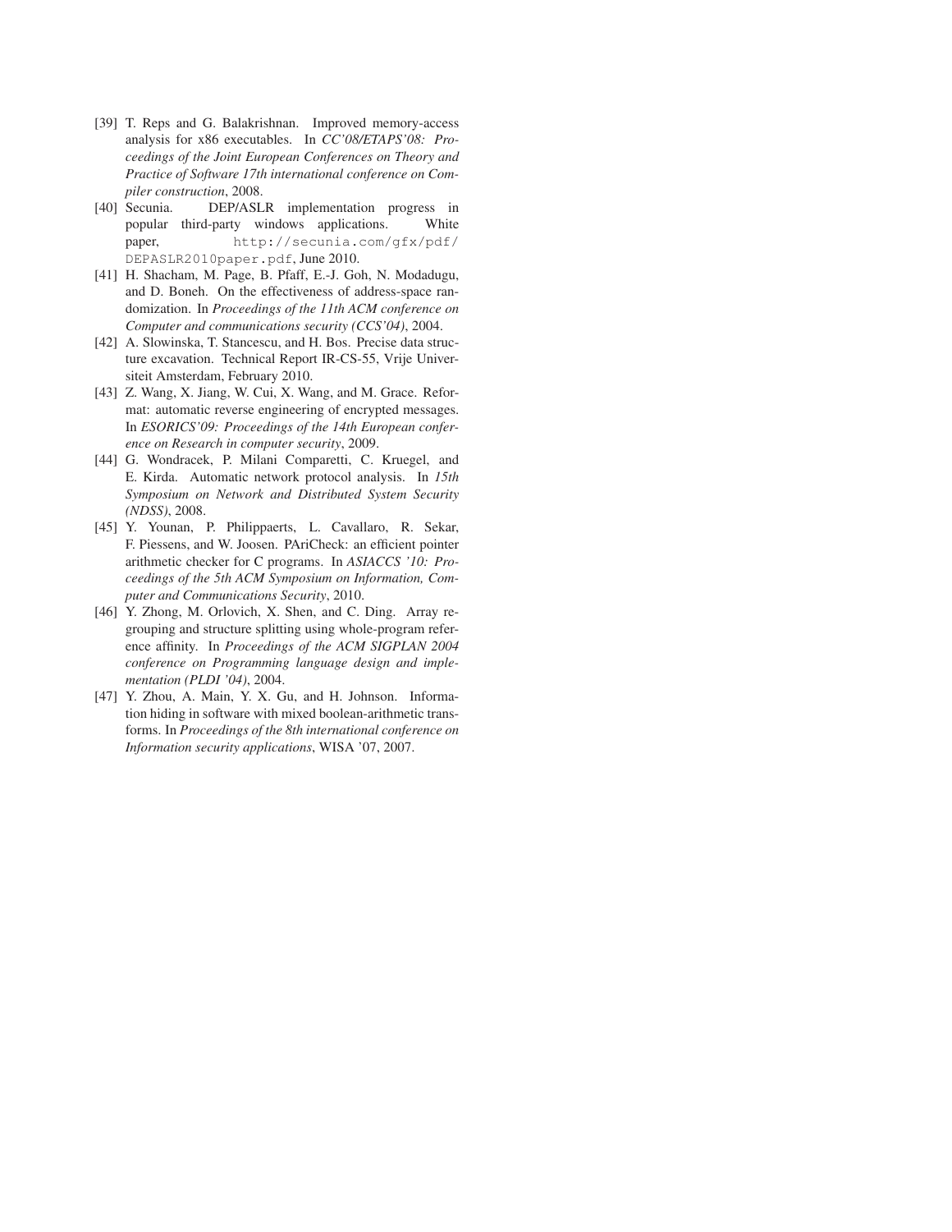- [39] T. Reps and G. Balakrishnan. Improved memory-access analysis for x86 executables. In *CC'08/ETAPS'08: Proceedings of the Joint European Conferences on Theory and Practice of Software 17th international conference on Compiler construction*, 2008.
- [40] Secunia. DEP/ASLR implementation progress in popular third-party windows applications. White paper, `http://secunia.com/gfx/pdf/DEPASLR2010paper.pdf`, June 2010.
- [41] H. Shacham, M. Page, B. Pfaff, E.-J. Goh, N. Modadugu, and D. Boneh. On the effectiveness of address-space randomization. In *Proceedings of the 11th ACM conference on Computer and communications security (CCS'04)*, 2004.
- [42] A. Slowinska, T. Stancescu, and H. Bos. Precise data structure excavation. Technical Report IR-CS-55, Vrije Universiteit Amsterdam, February 2010.
- [43] Z. Wang, X. Jiang, W. Cui, X. Wang, and M. Grace. Reformat: automatic reverse engineering of encrypted messages. In *ESORICS'09: Proceedings of the 14th European conference on Research in computer security*, 2009.
- [44] G. Wondracek, P. Milani Comparetti, C. Kruegel, and E. Kirda. Automatic network protocol analysis. In *15th Symposium on Network and Distributed System Security (NDSS)*, 2008.
- [45] Y. Younan, P. Philippaerts, L. Cavallaro, R. Sekar, F. Piessens, and W. Joosen. PAriCheck: an efficient pointer arithmetic checker for C programs. In *ASIACCS '10: Proceedings of the 5th ACM Symposium on Information, Computer and Communications Security*, 2010.
- [46] Y. Zhong, M. Orlovich, X. Shen, and C. Ding. Array regrouping and structure splitting using whole-program reference affinity. In *Proceedings of the ACM SIGPLAN 2004 conference on Programming language design and implementation (PLDI '04)*, 2004.
- [47] Y. Zhou, A. Main, Y. X. Gu, and H. Johnson. Information hiding in software with mixed boolean-arithmetic transforms. In *Proceedings of the 8th international conference on Information security applications*, WISA '07, 2007.